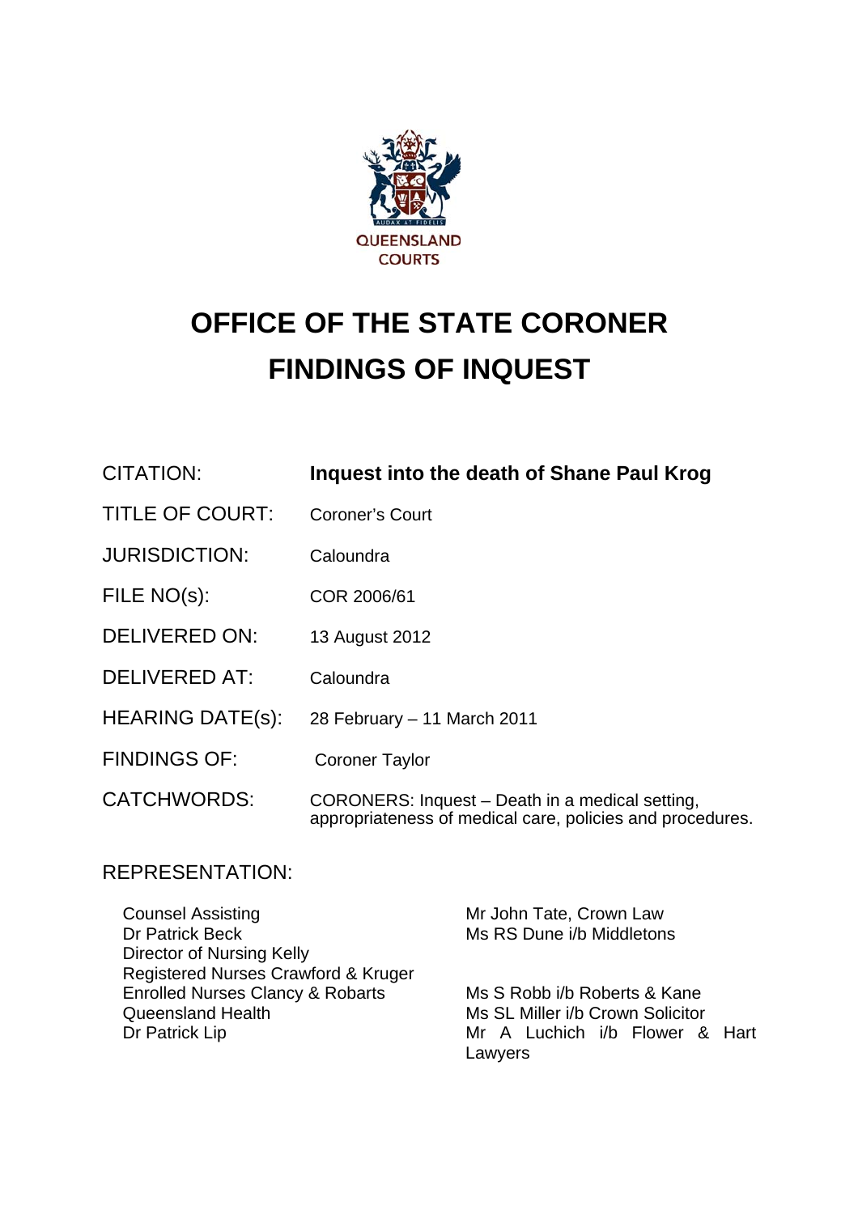QUEENSLAND COURTS

# OFFICE OF THE STATE CORONER
# FINDINGS OF INQUEST

| | |
|---|---|
| CITATION: | **Inquest into the death of Shane Paul Krog** |
| TITLE OF COURT: | Coroner's Court |
| JURISDICTION: | Caloundra |
| FILE NO(s): | COR 2006/61 |
| DELIVERED ON: | 13 August 2012 |
| DELIVERED AT: | Caloundra |
| HEARING DATE(s): | 28 February – 11 March 2011 |
| FINDINGS OF: | Coroner Taylor |
| CATCHWORDS: | CORONERS: Inquest – Death in a medical setting, appropriateness of medical care, policies and procedures. |

REPRESENTATION:

| | |
|---|---|
| Counsel Assisting | Mr John Tate, Crown Law |
| Dr Patrick Beck | Ms RS Dune i/b Middletons |
| Director of Nursing Kelly<br>Registered Nurses Crawford & Kruger<br>Enrolled Nurses Clancy & Robarts | Ms S Robb i/b Roberts & Kane |
| Queensland Health | Ms SL Miller i/b Crown Solicitor |
| Dr Patrick Lip | Mr A Luchich i/b Flower & Hart Lawyers |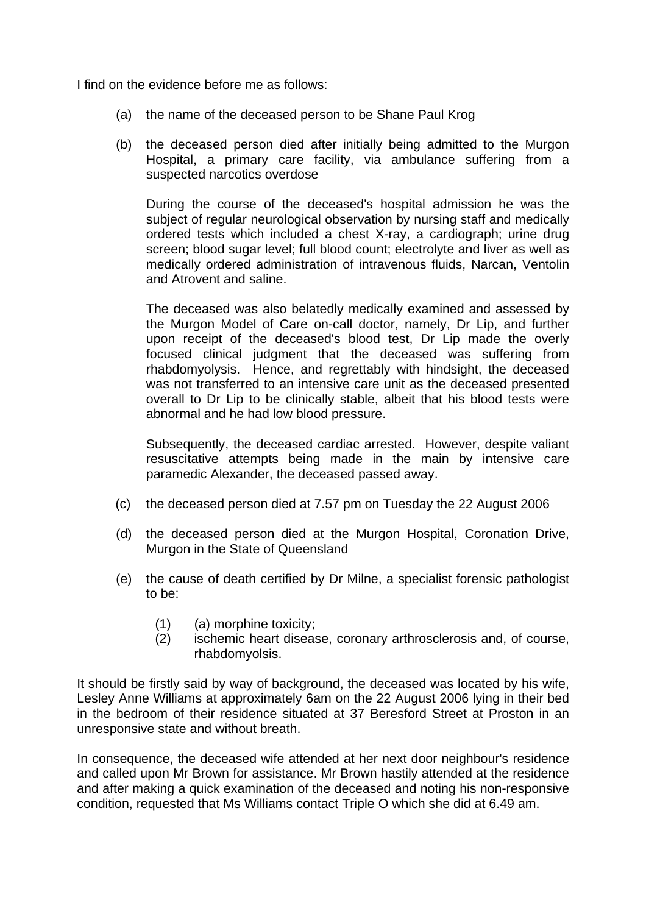I find on the evidence before me as follows:

(a) the name of the deceased person to be Shane Paul Krog

(b) the deceased person died after initially being admitted to the Murgon Hospital, a primary care facility, via ambulance suffering from a suspected narcotics overdose

During the course of the deceased's hospital admission he was the subject of regular neurological observation by nursing staff and medically ordered tests which included a chest X-ray, a cardiograph; urine drug screen; blood sugar level; full blood count; electrolyte and liver as well as medically ordered administration of intravenous fluids, Narcan, Ventolin and Atrovent and saline.

The deceased was also belatedly medically examined and assessed by the Murgon Model of Care on-call doctor, namely, Dr Lip, and further upon receipt of the deceased's blood test, Dr Lip made the overly focused clinical judgment that the deceased was suffering from rhabdomyolysis. Hence, and regrettably with hindsight, the deceased was not transferred to an intensive care unit as the deceased presented overall to Dr Lip to be clinically stable, albeit that his blood tests were abnormal and he had low blood pressure.

Subsequently, the deceased cardiac arrested. However, despite valiant resuscitative attempts being made in the main by intensive care paramedic Alexander, the deceased passed away.

(c) the deceased person died at 7.57 pm on Tuesday the 22 August 2006

(d) the deceased person died at the Murgon Hospital, Coronation Drive, Murgon in the State of Queensland

(e) the cause of death certified by Dr Milne, a specialist forensic pathologist to be:

(1) (a) morphine toxicity;
(2) ischemic heart disease, coronary arthrosclerosis and, of course, rhabdomyolysis.

It should be firstly said by way of background, the deceased was located by his wife, Lesley Anne Williams at approximately 6am on the 22 August 2006 lying in their bed in the bedroom of their residence situated at 37 Beresford Street at Proston in an unresponsive state and without breath.

In consequence, the deceased wife attended at her next door neighbour's residence and called upon Mr Brown for assistance. Mr Brown hastily attended at the residence and after making a quick examination of the deceased and noting his non-responsive condition, requested that Ms Williams contact Triple O which she did at 6.49 am.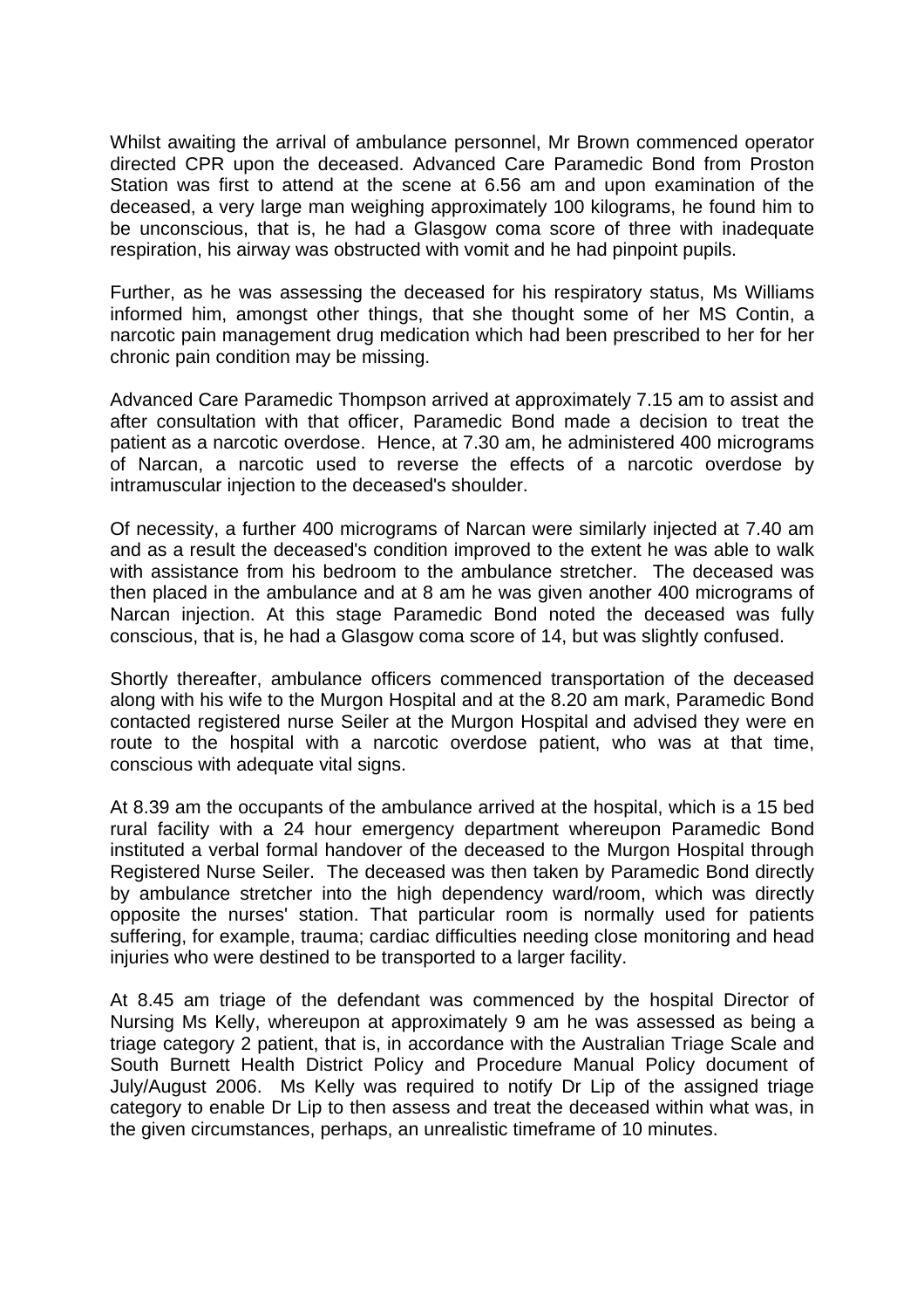Whilst awaiting the arrival of ambulance personnel, Mr Brown commenced operator directed CPR upon the deceased. Advanced Care Paramedic Bond from Proston Station was first to attend at the scene at 6.56 am and upon examination of the deceased, a very large man weighing approximately 100 kilograms, he found him to be unconscious, that is, he had a Glasgow coma score of three with inadequate respiration, his airway was obstructed with vomit and he had pinpoint pupils.

Further, as he was assessing the deceased for his respiratory status, Ms Williams informed him, amongst other things, that she thought some of her MS Contin, a narcotic pain management drug medication which had been prescribed to her for her chronic pain condition may be missing.

Advanced Care Paramedic Thompson arrived at approximately 7.15 am to assist and after consultation with that officer, Paramedic Bond made a decision to treat the patient as a narcotic overdose. Hence, at 7.30 am, he administered 400 micrograms of Narcan, a narcotic used to reverse the effects of a narcotic overdose by intramuscular injection to the deceased's shoulder.

Of necessity, a further 400 micrograms of Narcan were similarly injected at 7.40 am and as a result the deceased's condition improved to the extent he was able to walk with assistance from his bedroom to the ambulance stretcher. The deceased was then placed in the ambulance and at 8 am he was given another 400 micrograms of Narcan injection. At this stage Paramedic Bond noted the deceased was fully conscious, that is, he had a Glasgow coma score of 14, but was slightly confused.

Shortly thereafter, ambulance officers commenced transportation of the deceased along with his wife to the Murgon Hospital and at the 8.20 am mark, Paramedic Bond contacted registered nurse Seiler at the Murgon Hospital and advised they were en route to the hospital with a narcotic overdose patient, who was at that time, conscious with adequate vital signs.

At 8.39 am the occupants of the ambulance arrived at the hospital, which is a 15 bed rural facility with a 24 hour emergency department whereupon Paramedic Bond instituted a verbal formal handover of the deceased to the Murgon Hospital through Registered Nurse Seiler. The deceased was then taken by Paramedic Bond directly by ambulance stretcher into the high dependency ward/room, which was directly opposite the nurses' station. That particular room is normally used for patients suffering, for example, trauma; cardiac difficulties needing close monitoring and head injuries who were destined to be transported to a larger facility.

At 8.45 am triage of the defendant was commenced by the hospital Director of Nursing Ms Kelly, whereupon at approximately 9 am he was assessed as being a triage category 2 patient, that is, in accordance with the Australian Triage Scale and South Burnett Health District Policy and Procedure Manual Policy document of July/August 2006. Ms Kelly was required to notify Dr Lip of the assigned triage category to enable Dr Lip to then assess and treat the deceased within what was, in the given circumstances, perhaps, an unrealistic timeframe of 10 minutes.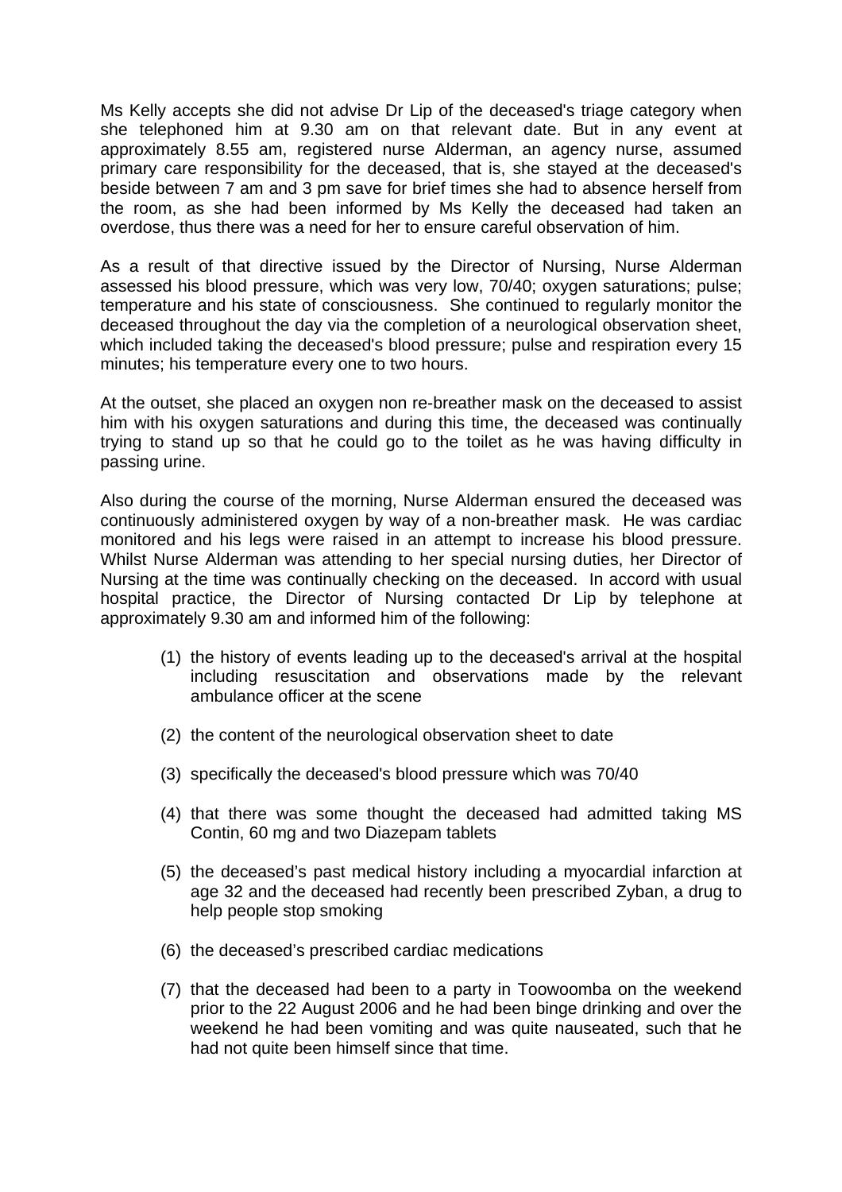Ms Kelly accepts she did not advise Dr Lip of the deceased's triage category when she telephoned him at 9.30 am on that relevant date. But in any event at approximately 8.55 am, registered nurse Alderman, an agency nurse, assumed primary care responsibility for the deceased, that is, she stayed at the deceased's beside between 7 am and 3 pm save for brief times she had to absence herself from the room, as she had been informed by Ms Kelly the deceased had taken an overdose, thus there was a need for her to ensure careful observation of him.

As a result of that directive issued by the Director of Nursing, Nurse Alderman assessed his blood pressure, which was very low, 70/40; oxygen saturations; pulse; temperature and his state of consciousness. She continued to regularly monitor the deceased throughout the day via the completion of a neurological observation sheet, which included taking the deceased's blood pressure; pulse and respiration every 15 minutes; his temperature every one to two hours.

At the outset, she placed an oxygen non re-breather mask on the deceased to assist him with his oxygen saturations and during this time, the deceased was continually trying to stand up so that he could go to the toilet as he was having difficulty in passing urine.

Also during the course of the morning, Nurse Alderman ensured the deceased was continuously administered oxygen by way of a non-breather mask. He was cardiac monitored and his legs were raised in an attempt to increase his blood pressure. Whilst Nurse Alderman was attending to her special nursing duties, her Director of Nursing at the time was continually checking on the deceased. In accord with usual hospital practice, the Director of Nursing contacted Dr Lip by telephone at approximately 9.30 am and informed him of the following:

(1) the history of events leading up to the deceased's arrival at the hospital including resuscitation and observations made by the relevant ambulance officer at the scene

(2) the content of the neurological observation sheet to date

(3) specifically the deceased's blood pressure which was 70/40

(4) that there was some thought the deceased had admitted taking MS Contin, 60 mg and two Diazepam tablets

(5) the deceased's past medical history including a myocardial infarction at age 32 and the deceased had recently been prescribed Zyban, a drug to help people stop smoking

(6) the deceased's prescribed cardiac medications

(7) that the deceased had been to a party in Toowoomba on the weekend prior to the 22 August 2006 and he had been binge drinking and over the weekend he had been vomiting and was quite nauseated, such that he had not quite been himself since that time.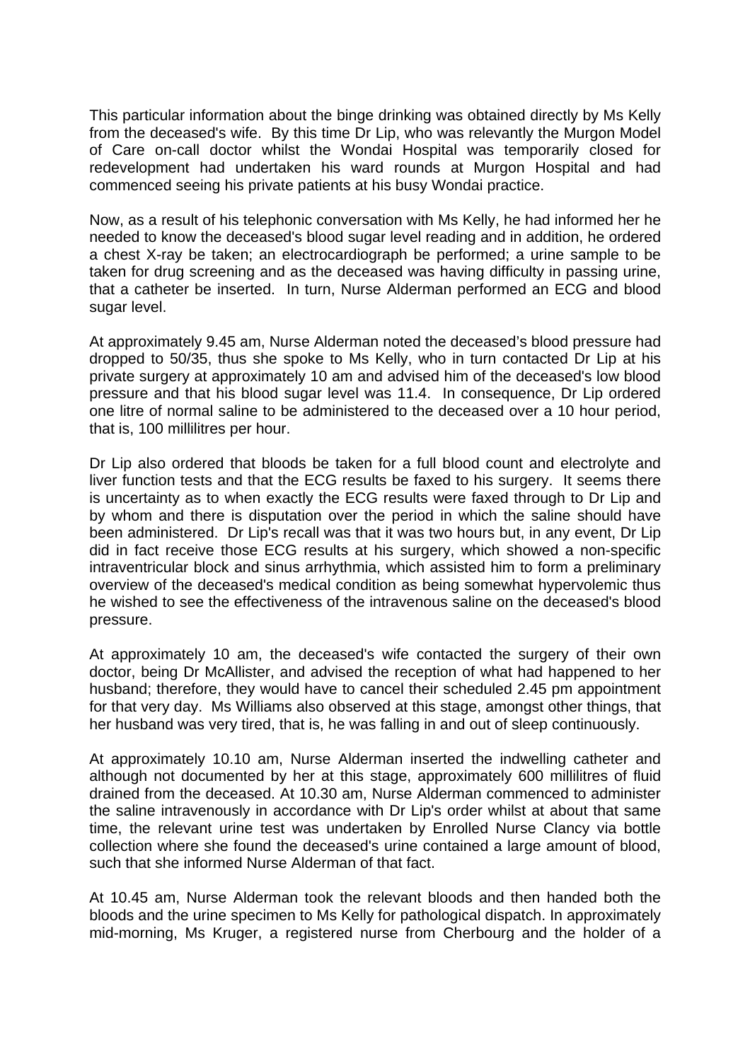This particular information about the binge drinking was obtained directly by Ms Kelly from the deceased's wife. By this time Dr Lip, who was relevantly the Murgon Model of Care on-call doctor whilst the Wondai Hospital was temporarily closed for redevelopment had undertaken his ward rounds at Murgon Hospital and had commenced seeing his private patients at his busy Wondai practice.

Now, as a result of his telephonic conversation with Ms Kelly, he had informed her he needed to know the deceased's blood sugar level reading and in addition, he ordered a chest X-ray be taken; an electrocardiograph be performed; a urine sample to be taken for drug screening and as the deceased was having difficulty in passing urine, that a catheter be inserted. In turn, Nurse Alderman performed an ECG and blood sugar level.

At approximately 9.45 am, Nurse Alderman noted the deceased's blood pressure had dropped to 50/35, thus she spoke to Ms Kelly, who in turn contacted Dr Lip at his private surgery at approximately 10 am and advised him of the deceased's low blood pressure and that his blood sugar level was 11.4. In consequence, Dr Lip ordered one litre of normal saline to be administered to the deceased over a 10 hour period, that is, 100 millilitres per hour.

Dr Lip also ordered that bloods be taken for a full blood count and electrolyte and liver function tests and that the ECG results be faxed to his surgery. It seems there is uncertainty as to when exactly the ECG results were faxed through to Dr Lip and by whom and there is disputation over the period in which the saline should have been administered. Dr Lip's recall was that it was two hours but, in any event, Dr Lip did in fact receive those ECG results at his surgery, which showed a non-specific intraventricular block and sinus arrhythmia, which assisted him to form a preliminary overview of the deceased's medical condition as being somewhat hypervolemic thus he wished to see the effectiveness of the intravenous saline on the deceased's blood pressure.

At approximately 10 am, the deceased's wife contacted the surgery of their own doctor, being Dr McAllister, and advised the reception of what had happened to her husband; therefore, they would have to cancel their scheduled 2.45 pm appointment for that very day. Ms Williams also observed at this stage, amongst other things, that her husband was very tired, that is, he was falling in and out of sleep continuously.

At approximately 10.10 am, Nurse Alderman inserted the indwelling catheter and although not documented by her at this stage, approximately 600 millilitres of fluid drained from the deceased. At 10.30 am, Nurse Alderman commenced to administer the saline intravenously in accordance with Dr Lip's order whilst at about that same time, the relevant urine test was undertaken by Enrolled Nurse Clancy via bottle collection where she found the deceased's urine contained a large amount of blood, such that she informed Nurse Alderman of that fact.

At 10.45 am, Nurse Alderman took the relevant bloods and then handed both the bloods and the urine specimen to Ms Kelly for pathological dispatch. In approximately mid-morning, Ms Kruger, a registered nurse from Cherbourg and the holder of a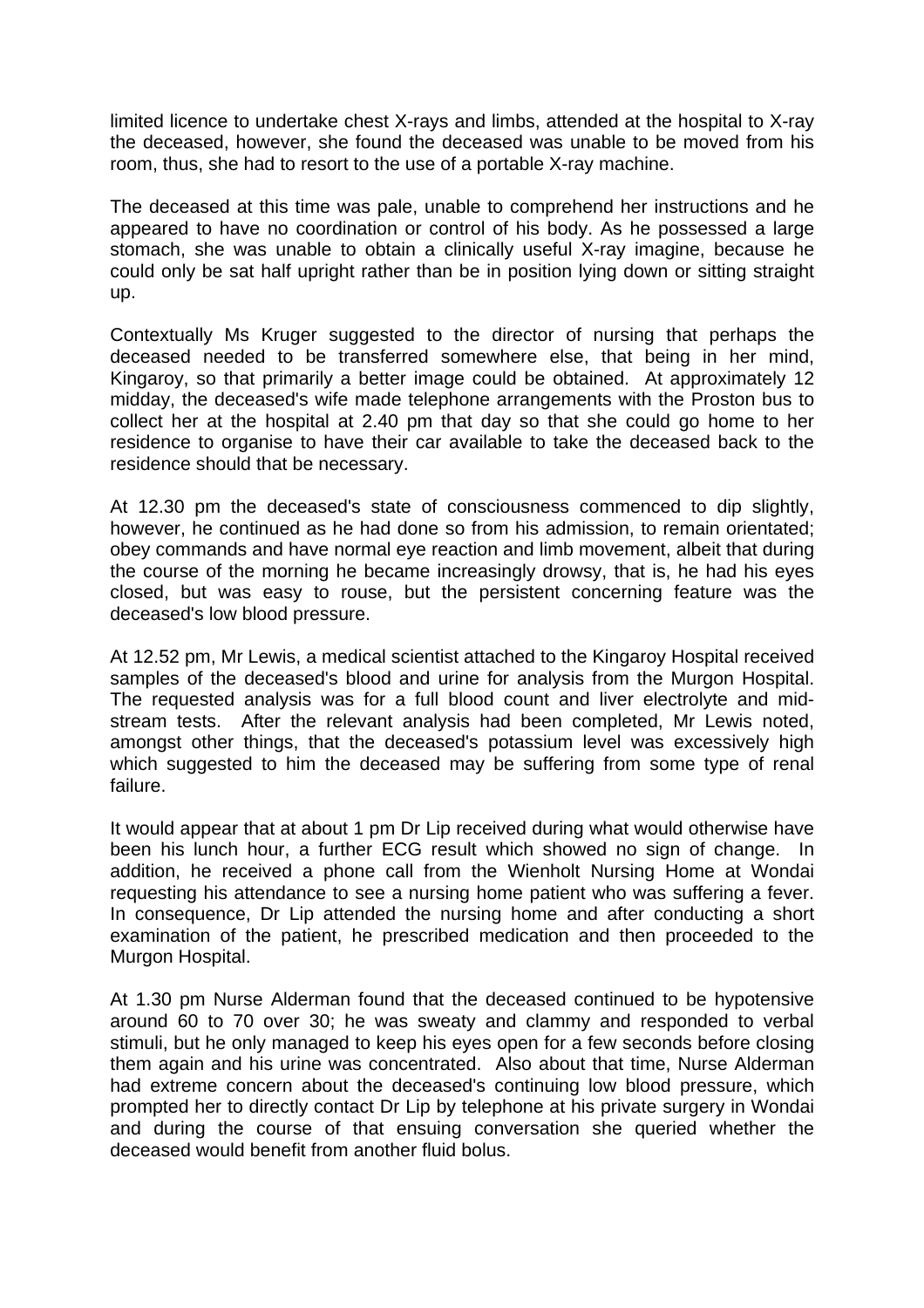limited licence to undertake chest X-rays and limbs, attended at the hospital to X-ray the deceased, however, she found the deceased was unable to be moved from his room, thus, she had to resort to the use of a portable X-ray machine.

The deceased at this time was pale, unable to comprehend her instructions and he appeared to have no coordination or control of his body. As he possessed a large stomach, she was unable to obtain a clinically useful X-ray imagine, because he could only be sat half upright rather than be in position lying down or sitting straight up.

Contextually Ms Kruger suggested to the director of nursing that perhaps the deceased needed to be transferred somewhere else, that being in her mind, Kingaroy, so that primarily a better image could be obtained. At approximately 12 midday, the deceased's wife made telephone arrangements with the Proston bus to collect her at the hospital at 2.40 pm that day so that she could go home to her residence to organise to have their car available to take the deceased back to the residence should that be necessary.

At 12.30 pm the deceased's state of consciousness commenced to dip slightly, however, he continued as he had done so from his admission, to remain orientated; obey commands and have normal eye reaction and limb movement, albeit that during the course of the morning he became increasingly drowsy, that is, he had his eyes closed, but was easy to rouse, but the persistent concerning feature was the deceased's low blood pressure.

At 12.52 pm, Mr Lewis, a medical scientist attached to the Kingaroy Hospital received samples of the deceased's blood and urine for analysis from the Murgon Hospital. The requested analysis was for a full blood count and liver electrolyte and mid-stream tests. After the relevant analysis had been completed, Mr Lewis noted, amongst other things, that the deceased's potassium level was excessively high which suggested to him the deceased may be suffering from some type of renal failure.

It would appear that at about 1 pm Dr Lip received during what would otherwise have been his lunch hour, a further ECG result which showed no sign of change. In addition, he received a phone call from the Wienholt Nursing Home at Wondai requesting his attendance to see a nursing home patient who was suffering a fever. In consequence, Dr Lip attended the nursing home and after conducting a short examination of the patient, he prescribed medication and then proceeded to the Murgon Hospital.

At 1.30 pm Nurse Alderman found that the deceased continued to be hypotensive around 60 to 70 over 30; he was sweaty and clammy and responded to verbal stimuli, but he only managed to keep his eyes open for a few seconds before closing them again and his urine was concentrated. Also about that time, Nurse Alderman had extreme concern about the deceased's continuing low blood pressure, which prompted her to directly contact Dr Lip by telephone at his private surgery in Wondai and during the course of that ensuing conversation she queried whether the deceased would benefit from another fluid bolus.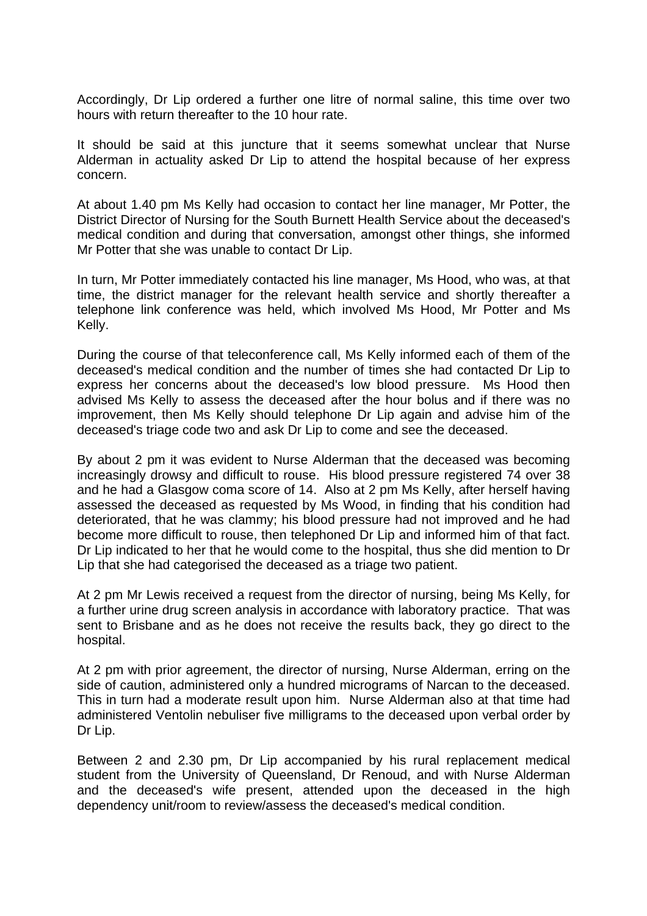Accordingly, Dr Lip ordered a further one litre of normal saline, this time over two hours with return thereafter to the 10 hour rate.

It should be said at this juncture that it seems somewhat unclear that Nurse Alderman in actuality asked Dr Lip to attend the hospital because of her express concern.

At about 1.40 pm Ms Kelly had occasion to contact her line manager, Mr Potter, the District Director of Nursing for the South Burnett Health Service about the deceased's medical condition and during that conversation, amongst other things, she informed Mr Potter that she was unable to contact Dr Lip.

In turn, Mr Potter immediately contacted his line manager, Ms Hood, who was, at that time, the district manager for the relevant health service and shortly thereafter a telephone link conference was held, which involved Ms Hood, Mr Potter and Ms Kelly.

During the course of that teleconference call, Ms Kelly informed each of them of the deceased's medical condition and the number of times she had contacted Dr Lip to express her concerns about the deceased's low blood pressure. Ms Hood then advised Ms Kelly to assess the deceased after the hour bolus and if there was no improvement, then Ms Kelly should telephone Dr Lip again and advise him of the deceased's triage code two and ask Dr Lip to come and see the deceased.

By about 2 pm it was evident to Nurse Alderman that the deceased was becoming increasingly drowsy and difficult to rouse. His blood pressure registered 74 over 38 and he had a Glasgow coma score of 14. Also at 2 pm Ms Kelly, after herself having assessed the deceased as requested by Ms Wood, in finding that his condition had deteriorated, that he was clammy; his blood pressure had not improved and he had become more difficult to rouse, then telephoned Dr Lip and informed him of that fact. Dr Lip indicated to her that he would come to the hospital, thus she did mention to Dr Lip that she had categorised the deceased as a triage two patient.

At 2 pm Mr Lewis received a request from the director of nursing, being Ms Kelly, for a further urine drug screen analysis in accordance with laboratory practice. That was sent to Brisbane and as he does not receive the results back, they go direct to the hospital.

At 2 pm with prior agreement, the director of nursing, Nurse Alderman, erring on the side of caution, administered only a hundred micrograms of Narcan to the deceased. This in turn had a moderate result upon him. Nurse Alderman also at that time had administered Ventolin nebuliser five milligrams to the deceased upon verbal order by Dr Lip.

Between 2 and 2.30 pm, Dr Lip accompanied by his rural replacement medical student from the University of Queensland, Dr Renoud, and with Nurse Alderman and the deceased's wife present, attended upon the deceased in the high dependency unit/room to review/assess the deceased's medical condition.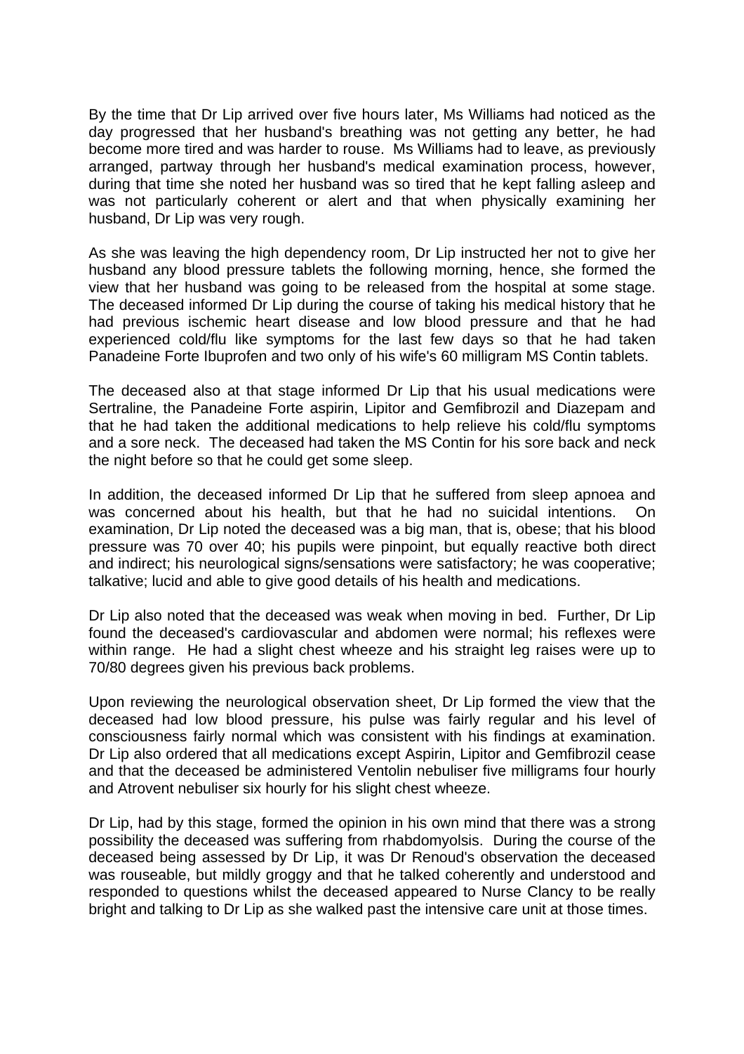By the time that Dr Lip arrived over five hours later, Ms Williams had noticed as the day progressed that her husband's breathing was not getting any better, he had become more tired and was harder to rouse. Ms Williams had to leave, as previously arranged, partway through her husband's medical examination process, however, during that time she noted her husband was so tired that he kept falling asleep and was not particularly coherent or alert and that when physically examining her husband, Dr Lip was very rough.

As she was leaving the high dependency room, Dr Lip instructed her not to give her husband any blood pressure tablets the following morning, hence, she formed the view that her husband was going to be released from the hospital at some stage. The deceased informed Dr Lip during the course of taking his medical history that he had previous ischemic heart disease and low blood pressure and that he had experienced cold/flu like symptoms for the last few days so that he had taken Panadeine Forte Ibuprofen and two only of his wife's 60 milligram MS Contin tablets.

The deceased also at that stage informed Dr Lip that his usual medications were Sertraline, the Panadeine Forte aspirin, Lipitor and Gemfibrozil and Diazepam and that he had taken the additional medications to help relieve his cold/flu symptoms and a sore neck. The deceased had taken the MS Contin for his sore back and neck the night before so that he could get some sleep.

In addition, the deceased informed Dr Lip that he suffered from sleep apnoea and was concerned about his health, but that he had no suicidal intentions. On examination, Dr Lip noted the deceased was a big man, that is, obese; that his blood pressure was 70 over 40; his pupils were pinpoint, but equally reactive both direct and indirect; his neurological signs/sensations were satisfactory; he was cooperative; talkative; lucid and able to give good details of his health and medications.

Dr Lip also noted that the deceased was weak when moving in bed. Further, Dr Lip found the deceased's cardiovascular and abdomen were normal; his reflexes were within range. He had a slight chest wheeze and his straight leg raises were up to 70/80 degrees given his previous back problems.

Upon reviewing the neurological observation sheet, Dr Lip formed the view that the deceased had low blood pressure, his pulse was fairly regular and his level of consciousness fairly normal which was consistent with his findings at examination. Dr Lip also ordered that all medications except Aspirin, Lipitor and Gemfibrozil cease and that the deceased be administered Ventolin nebuliser five milligrams four hourly and Atrovent nebuliser six hourly for his slight chest wheeze.

Dr Lip, had by this stage, formed the opinion in his own mind that there was a strong possibility the deceased was suffering from rhabdomyolsis. During the course of the deceased being assessed by Dr Lip, it was Dr Renoud's observation the deceased was rouseable, but mildly groggy and that he talked coherently and understood and responded to questions whilst the deceased appeared to Nurse Clancy to be really bright and talking to Dr Lip as she walked past the intensive care unit at those times.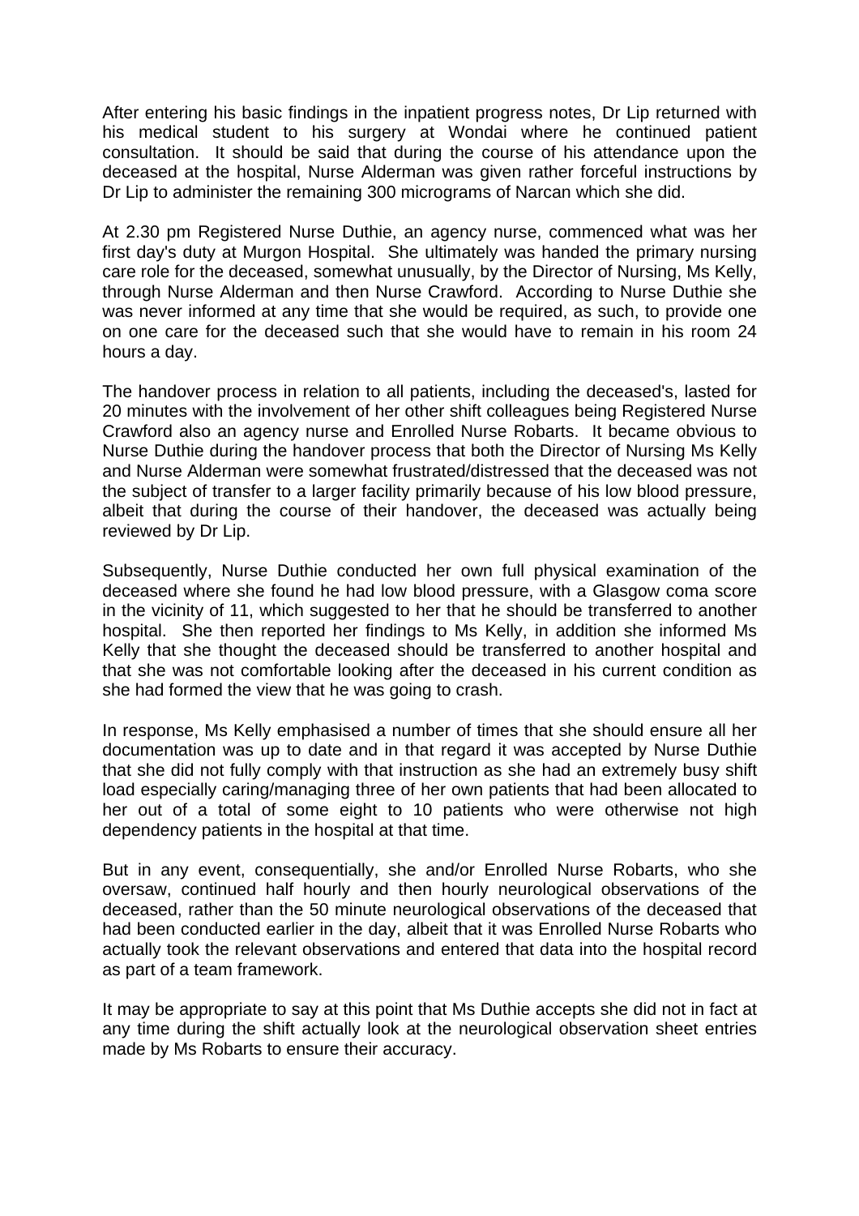After entering his basic findings in the inpatient progress notes, Dr Lip returned with his medical student to his surgery at Wondai where he continued patient consultation. It should be said that during the course of his attendance upon the deceased at the hospital, Nurse Alderman was given rather forceful instructions by Dr Lip to administer the remaining 300 micrograms of Narcan which she did.

At 2.30 pm Registered Nurse Duthie, an agency nurse, commenced what was her first day's duty at Murgon Hospital. She ultimately was handed the primary nursing care role for the deceased, somewhat unusually, by the Director of Nursing, Ms Kelly, through Nurse Alderman and then Nurse Crawford. According to Nurse Duthie she was never informed at any time that she would be required, as such, to provide one on one care for the deceased such that she would have to remain in his room 24 hours a day.

The handover process in relation to all patients, including the deceased's, lasted for 20 minutes with the involvement of her other shift colleagues being Registered Nurse Crawford also an agency nurse and Enrolled Nurse Robarts. It became obvious to Nurse Duthie during the handover process that both the Director of Nursing Ms Kelly and Nurse Alderman were somewhat frustrated/distressed that the deceased was not the subject of transfer to a larger facility primarily because of his low blood pressure, albeit that during the course of their handover, the deceased was actually being reviewed by Dr Lip.

Subsequently, Nurse Duthie conducted her own full physical examination of the deceased where she found he had low blood pressure, with a Glasgow coma score in the vicinity of 11, which suggested to her that he should be transferred to another hospital. She then reported her findings to Ms Kelly, in addition she informed Ms Kelly that she thought the deceased should be transferred to another hospital and that she was not comfortable looking after the deceased in his current condition as she had formed the view that he was going to crash.

In response, Ms Kelly emphasised a number of times that she should ensure all her documentation was up to date and in that regard it was accepted by Nurse Duthie that she did not fully comply with that instruction as she had an extremely busy shift load especially caring/managing three of her own patients that had been allocated to her out of a total of some eight to 10 patients who were otherwise not high dependency patients in the hospital at that time.

But in any event, consequentially, she and/or Enrolled Nurse Robarts, who she oversaw, continued half hourly and then hourly neurological observations of the deceased, rather than the 50 minute neurological observations of the deceased that had been conducted earlier in the day, albeit that it was Enrolled Nurse Robarts who actually took the relevant observations and entered that data into the hospital record as part of a team framework.

It may be appropriate to say at this point that Ms Duthie accepts she did not in fact at any time during the shift actually look at the neurological observation sheet entries made by Ms Robarts to ensure their accuracy.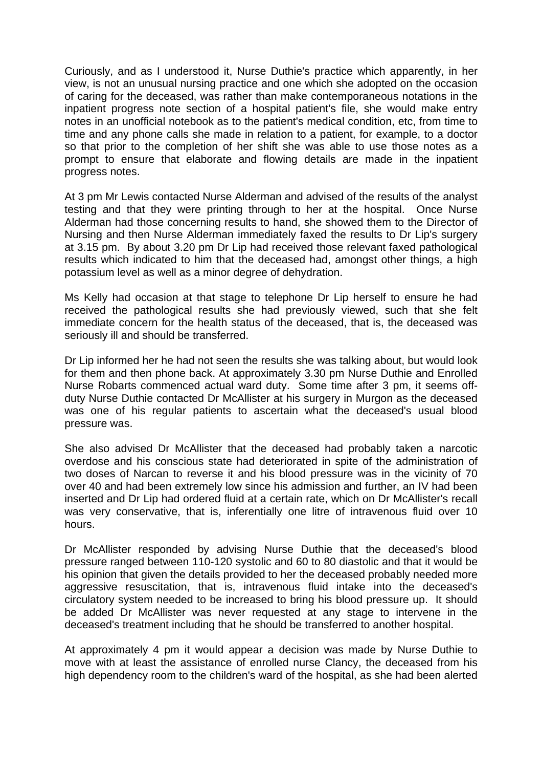Curiously, and as I understood it, Nurse Duthie's practice which apparently, in her view, is not an unusual nursing practice and one which she adopted on the occasion of caring for the deceased, was rather than make contemporaneous notations in the inpatient progress note section of a hospital patient's file, she would make entry notes in an unofficial notebook as to the patient's medical condition, etc, from time to time and any phone calls she made in relation to a patient, for example, to a doctor so that prior to the completion of her shift she was able to use those notes as a prompt to ensure that elaborate and flowing details are made in the inpatient progress notes.

At 3 pm Mr Lewis contacted Nurse Alderman and advised of the results of the analyst testing and that they were printing through to her at the hospital. Once Nurse Alderman had those concerning results to hand, she showed them to the Director of Nursing and then Nurse Alderman immediately faxed the results to Dr Lip's surgery at 3.15 pm. By about 3.20 pm Dr Lip had received those relevant faxed pathological results which indicated to him that the deceased had, amongst other things, a high potassium level as well as a minor degree of dehydration.

Ms Kelly had occasion at that stage to telephone Dr Lip herself to ensure he had received the pathological results she had previously viewed, such that she felt immediate concern for the health status of the deceased, that is, the deceased was seriously ill and should be transferred.

Dr Lip informed her he had not seen the results she was talking about, but would look for them and then phone back. At approximately 3.30 pm Nurse Duthie and Enrolled Nurse Robarts commenced actual ward duty. Some time after 3 pm, it seems off-duty Nurse Duthie contacted Dr McAllister at his surgery in Murgon as the deceased was one of his regular patients to ascertain what the deceased's usual blood pressure was.

She also advised Dr McAllister that the deceased had probably taken a narcotic overdose and his conscious state had deteriorated in spite of the administration of two doses of Narcan to reverse it and his blood pressure was in the vicinity of 70 over 40 and had been extremely low since his admission and further, an IV had been inserted and Dr Lip had ordered fluid at a certain rate, which on Dr McAllister's recall was very conservative, that is, inferentially one litre of intravenous fluid over 10 hours.

Dr McAllister responded by advising Nurse Duthie that the deceased's blood pressure ranged between 110-120 systolic and 60 to 80 diastolic and that it would be his opinion that given the details provided to her the deceased probably needed more aggressive resuscitation, that is, intravenous fluid intake into the deceased's circulatory system needed to be increased to bring his blood pressure up. It should be added Dr McAllister was never requested at any stage to intervene in the deceased's treatment including that he should be transferred to another hospital.

At approximately 4 pm it would appear a decision was made by Nurse Duthie to move with at least the assistance of enrolled nurse Clancy, the deceased from his high dependency room to the children's ward of the hospital, as she had been alerted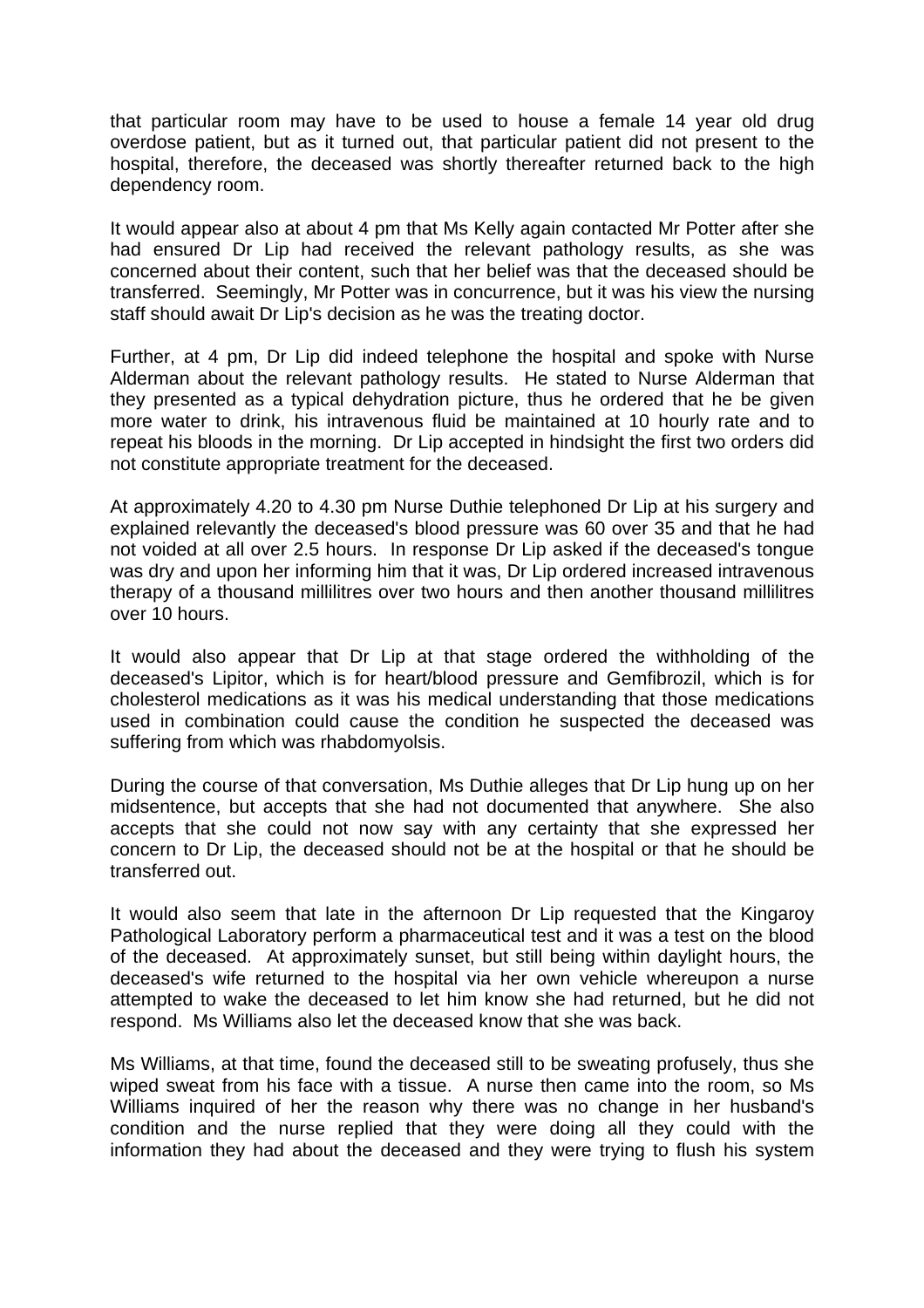that particular room may have to be used to house a female 14 year old drug overdose patient, but as it turned out, that particular patient did not present to the hospital, therefore, the deceased was shortly thereafter returned back to the high dependency room.

It would appear also at about 4 pm that Ms Kelly again contacted Mr Potter after she had ensured Dr Lip had received the relevant pathology results, as she was concerned about their content, such that her belief was that the deceased should be transferred. Seemingly, Mr Potter was in concurrence, but it was his view the nursing staff should await Dr Lip's decision as he was the treating doctor.

Further, at 4 pm, Dr Lip did indeed telephone the hospital and spoke with Nurse Alderman about the relevant pathology results. He stated to Nurse Alderman that they presented as a typical dehydration picture, thus he ordered that he be given more water to drink, his intravenous fluid be maintained at 10 hourly rate and to repeat his bloods in the morning. Dr Lip accepted in hindsight the first two orders did not constitute appropriate treatment for the deceased.

At approximately 4.20 to 4.30 pm Nurse Duthie telephoned Dr Lip at his surgery and explained relevantly the deceased's blood pressure was 60 over 35 and that he had not voided at all over 2.5 hours. In response Dr Lip asked if the deceased's tongue was dry and upon her informing him that it was, Dr Lip ordered increased intravenous therapy of a thousand millilitres over two hours and then another thousand millilitres over 10 hours.

It would also appear that Dr Lip at that stage ordered the withholding of the deceased's Lipitor, which is for heart/blood pressure and Gemfibrozil, which is for cholesterol medications as it was his medical understanding that those medications used in combination could cause the condition he suspected the deceased was suffering from which was rhabdomyolsis.

During the course of that conversation, Ms Duthie alleges that Dr Lip hung up on her midsentence, but accepts that she had not documented that anywhere. She also accepts that she could not now say with any certainty that she expressed her concern to Dr Lip, the deceased should not be at the hospital or that he should be transferred out.

It would also seem that late in the afternoon Dr Lip requested that the Kingaroy Pathological Laboratory perform a pharmaceutical test and it was a test on the blood of the deceased. At approximately sunset, but still being within daylight hours, the deceased's wife returned to the hospital via her own vehicle whereupon a nurse attempted to wake the deceased to let him know she had returned, but he did not respond. Ms Williams also let the deceased know that she was back.

Ms Williams, at that time, found the deceased still to be sweating profusely, thus she wiped sweat from his face with a tissue. A nurse then came into the room, so Ms Williams inquired of her the reason why there was no change in her husband's condition and the nurse replied that they were doing all they could with the information they had about the deceased and they were trying to flush his system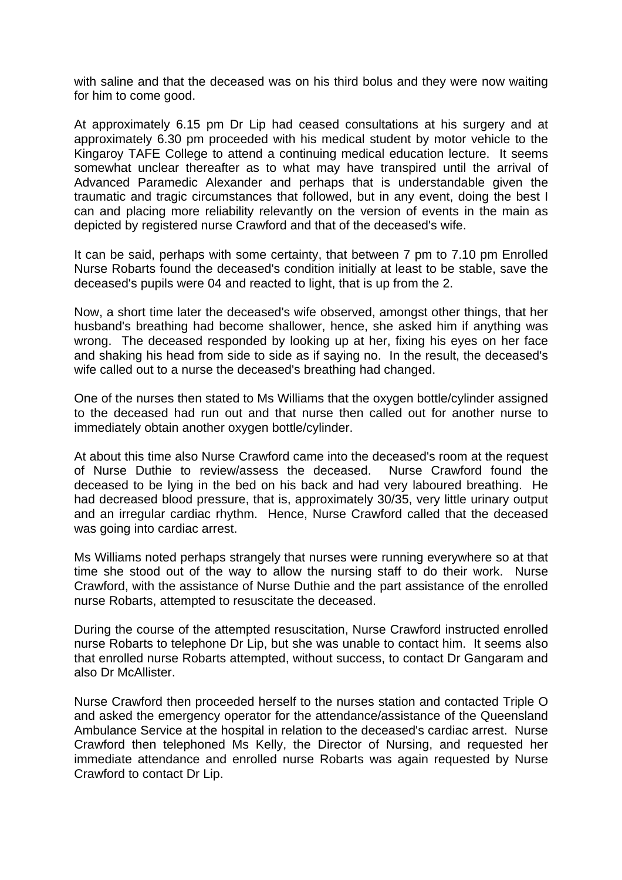with saline and that the deceased was on his third bolus and they were now waiting for him to come good.

At approximately 6.15 pm Dr Lip had ceased consultations at his surgery and at approximately 6.30 pm proceeded with his medical student by motor vehicle to the Kingaroy TAFE College to attend a continuing medical education lecture. It seems somewhat unclear thereafter as to what may have transpired until the arrival of Advanced Paramedic Alexander and perhaps that is understandable given the traumatic and tragic circumstances that followed, but in any event, doing the best I can and placing more reliability relevantly on the version of events in the main as depicted by registered nurse Crawford and that of the deceased's wife.

It can be said, perhaps with some certainty, that between 7 pm to 7.10 pm Enrolled Nurse Robarts found the deceased's condition initially at least to be stable, save the deceased's pupils were 04 and reacted to light, that is up from the 2.

Now, a short time later the deceased's wife observed, amongst other things, that her husband's breathing had become shallower, hence, she asked him if anything was wrong. The deceased responded by looking up at her, fixing his eyes on her face and shaking his head from side to side as if saying no. In the result, the deceased's wife called out to a nurse the deceased's breathing had changed.

One of the nurses then stated to Ms Williams that the oxygen bottle/cylinder assigned to the deceased had run out and that nurse then called out for another nurse to immediately obtain another oxygen bottle/cylinder.

At about this time also Nurse Crawford came into the deceased's room at the request of Nurse Duthie to review/assess the deceased. Nurse Crawford found the deceased to be lying in the bed on his back and had very laboured breathing. He had decreased blood pressure, that is, approximately 30/35, very little urinary output and an irregular cardiac rhythm. Hence, Nurse Crawford called that the deceased was going into cardiac arrest.

Ms Williams noted perhaps strangely that nurses were running everywhere so at that time she stood out of the way to allow the nursing staff to do their work. Nurse Crawford, with the assistance of Nurse Duthie and the part assistance of the enrolled nurse Robarts, attempted to resuscitate the deceased.

During the course of the attempted resuscitation, Nurse Crawford instructed enrolled nurse Robarts to telephone Dr Lip, but she was unable to contact him. It seems also that enrolled nurse Robarts attempted, without success, to contact Dr Gangaram and also Dr McAllister.

Nurse Crawford then proceeded herself to the nurses station and contacted Triple O and asked the emergency operator for the attendance/assistance of the Queensland Ambulance Service at the hospital in relation to the deceased's cardiac arrest. Nurse Crawford then telephoned Ms Kelly, the Director of Nursing, and requested her immediate attendance and enrolled nurse Robarts was again requested by Nurse Crawford to contact Dr Lip.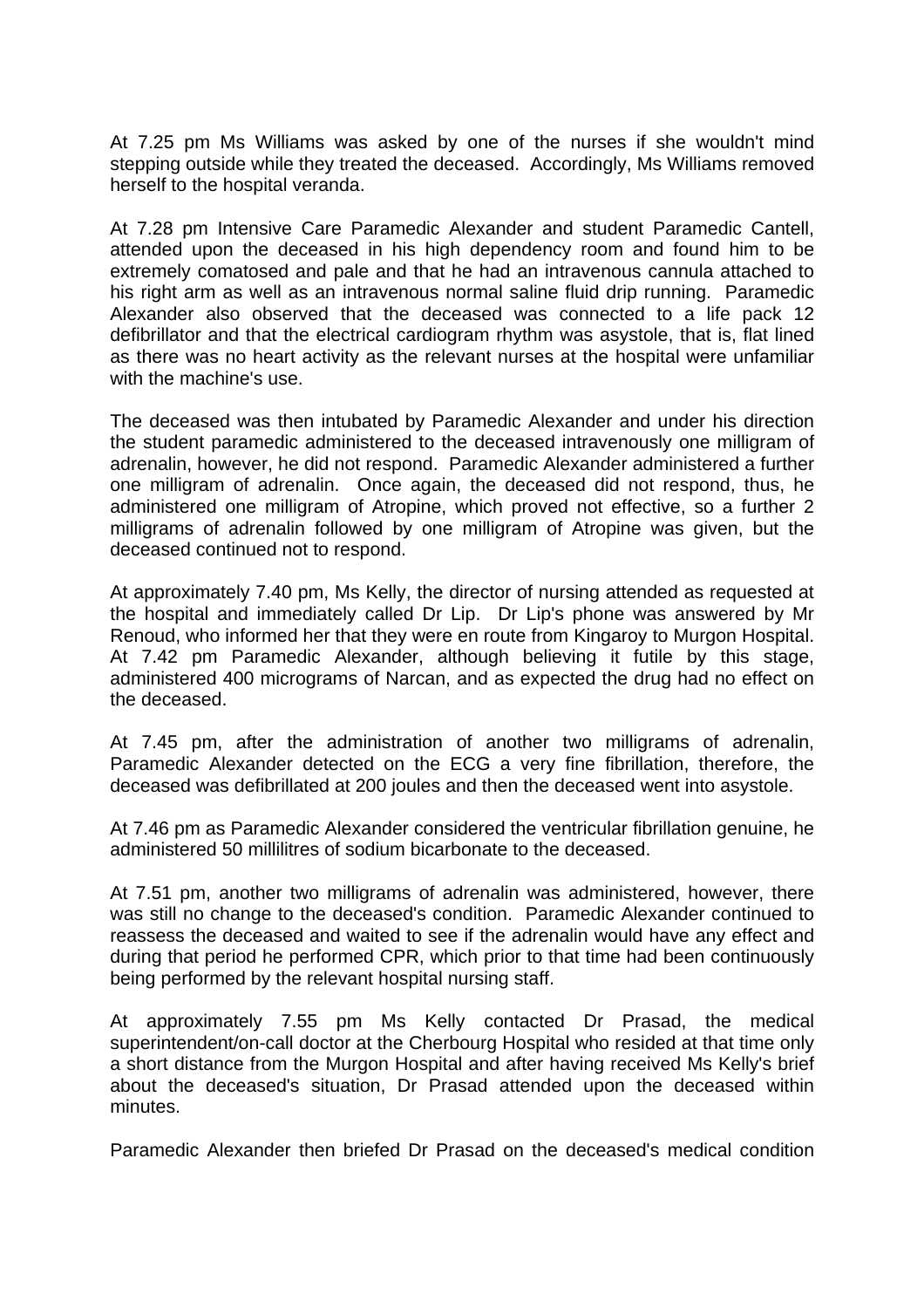At 7.25 pm Ms Williams was asked by one of the nurses if she wouldn't mind stepping outside while they treated the deceased. Accordingly, Ms Williams removed herself to the hospital veranda.

At 7.28 pm Intensive Care Paramedic Alexander and student Paramedic Cantell, attended upon the deceased in his high dependency room and found him to be extremely comatosed and pale and that he had an intravenous cannula attached to his right arm as well as an intravenous normal saline fluid drip running. Paramedic Alexander also observed that the deceased was connected to a life pack 12 defibrillator and that the electrical cardiogram rhythm was asystole, that is, flat lined as there was no heart activity as the relevant nurses at the hospital were unfamiliar with the machine's use.

The deceased was then intubated by Paramedic Alexander and under his direction the student paramedic administered to the deceased intravenously one milligram of adrenalin, however, he did not respond. Paramedic Alexander administered a further one milligram of adrenalin. Once again, the deceased did not respond, thus, he administered one milligram of Atropine, which proved not effective, so a further 2 milligrams of adrenalin followed by one milligram of Atropine was given, but the deceased continued not to respond.

At approximately 7.40 pm, Ms Kelly, the director of nursing attended as requested at the hospital and immediately called Dr Lip. Dr Lip's phone was answered by Mr Renoud, who informed her that they were en route from Kingaroy to Murgon Hospital. At 7.42 pm Paramedic Alexander, although believing it futile by this stage, administered 400 micrograms of Narcan, and as expected the drug had no effect on the deceased.

At 7.45 pm, after the administration of another two milligrams of adrenalin, Paramedic Alexander detected on the ECG a very fine fibrillation, therefore, the deceased was defibrillated at 200 joules and then the deceased went into asystole.

At 7.46 pm as Paramedic Alexander considered the ventricular fibrillation genuine, he administered 50 millilitres of sodium bicarbonate to the deceased.

At 7.51 pm, another two milligrams of adrenalin was administered, however, there was still no change to the deceased's condition. Paramedic Alexander continued to reassess the deceased and waited to see if the adrenalin would have any effect and during that period he performed CPR, which prior to that time had been continuously being performed by the relevant hospital nursing staff.

At approximately 7.55 pm Ms Kelly contacted Dr Prasad, the medical superintendent/on-call doctor at the Cherbourg Hospital who resided at that time only a short distance from the Murgon Hospital and after having received Ms Kelly's brief about the deceased's situation, Dr Prasad attended upon the deceased within minutes.

Paramedic Alexander then briefed Dr Prasad on the deceased's medical condition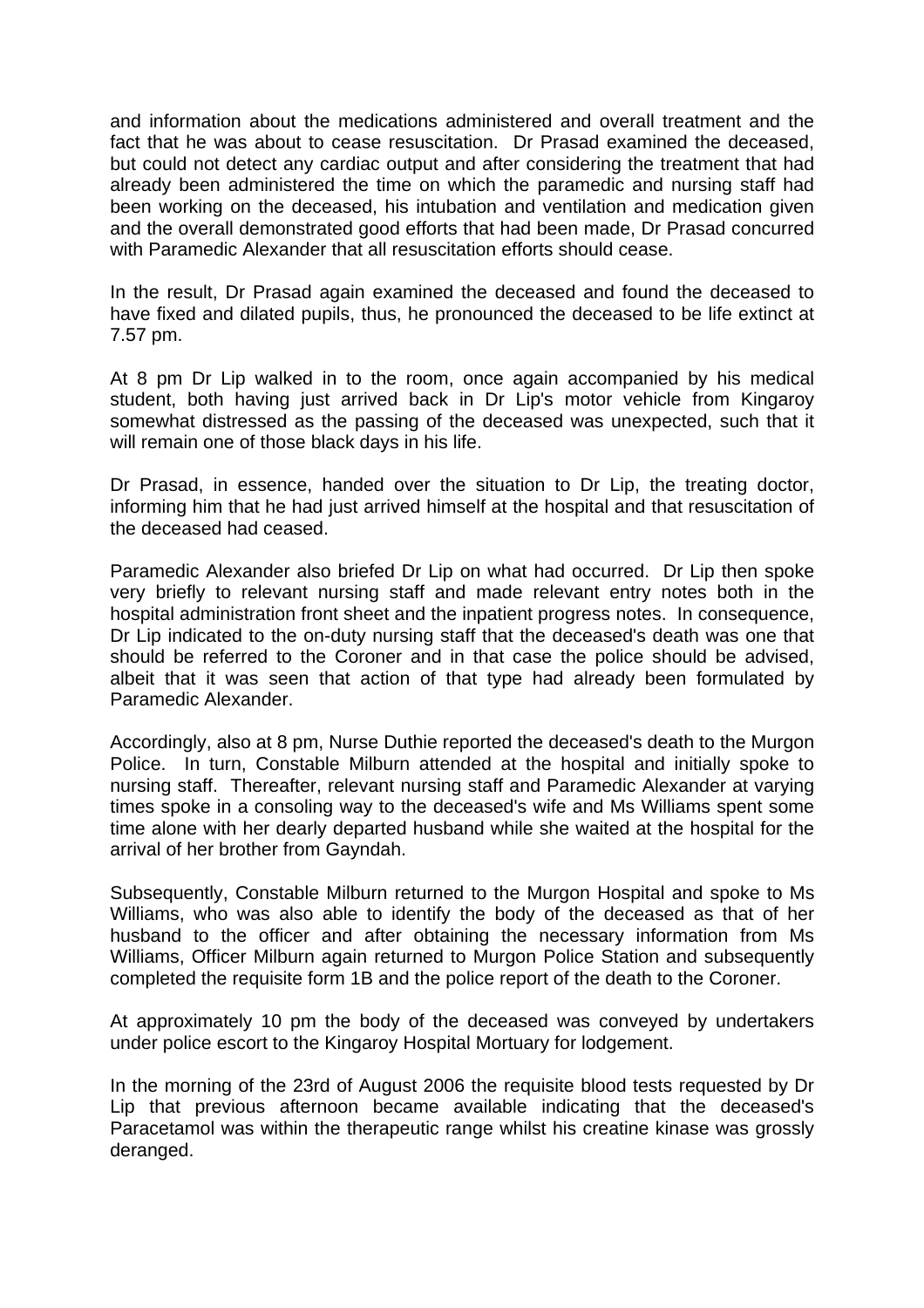and information about the medications administered and overall treatment and the fact that he was about to cease resuscitation. Dr Prasad examined the deceased, but could not detect any cardiac output and after considering the treatment that had already been administered the time on which the paramedic and nursing staff had been working on the deceased, his intubation and ventilation and medication given and the overall demonstrated good efforts that had been made, Dr Prasad concurred with Paramedic Alexander that all resuscitation efforts should cease.

In the result, Dr Prasad again examined the deceased and found the deceased to have fixed and dilated pupils, thus, he pronounced the deceased to be life extinct at 7.57 pm.

At 8 pm Dr Lip walked in to the room, once again accompanied by his medical student, both having just arrived back in Dr Lip's motor vehicle from Kingaroy somewhat distressed as the passing of the deceased was unexpected, such that it will remain one of those black days in his life.

Dr Prasad, in essence, handed over the situation to Dr Lip, the treating doctor, informing him that he had just arrived himself at the hospital and that resuscitation of the deceased had ceased.

Paramedic Alexander also briefed Dr Lip on what had occurred. Dr Lip then spoke very briefly to relevant nursing staff and made relevant entry notes both in the hospital administration front sheet and the inpatient progress notes. In consequence, Dr Lip indicated to the on-duty nursing staff that the deceased's death was one that should be referred to the Coroner and in that case the police should be advised, albeit that it was seen that action of that type had already been formulated by Paramedic Alexander.

Accordingly, also at 8 pm, Nurse Duthie reported the deceased's death to the Murgon Police. In turn, Constable Milburn attended at the hospital and initially spoke to nursing staff. Thereafter, relevant nursing staff and Paramedic Alexander at varying times spoke in a consoling way to the deceased's wife and Ms Williams spent some time alone with her dearly departed husband while she waited at the hospital for the arrival of her brother from Gayndah.

Subsequently, Constable Milburn returned to the Murgon Hospital and spoke to Ms Williams, who was also able to identify the body of the deceased as that of her husband to the officer and after obtaining the necessary information from Ms Williams, Officer Milburn again returned to Murgon Police Station and subsequently completed the requisite form 1B and the police report of the death to the Coroner.

At approximately 10 pm the body of the deceased was conveyed by undertakers under police escort to the Kingaroy Hospital Mortuary for lodgement.

In the morning of the 23rd of August 2006 the requisite blood tests requested by Dr Lip that previous afternoon became available indicating that the deceased's Paracetamol was within the therapeutic range whilst his creatine kinase was grossly deranged.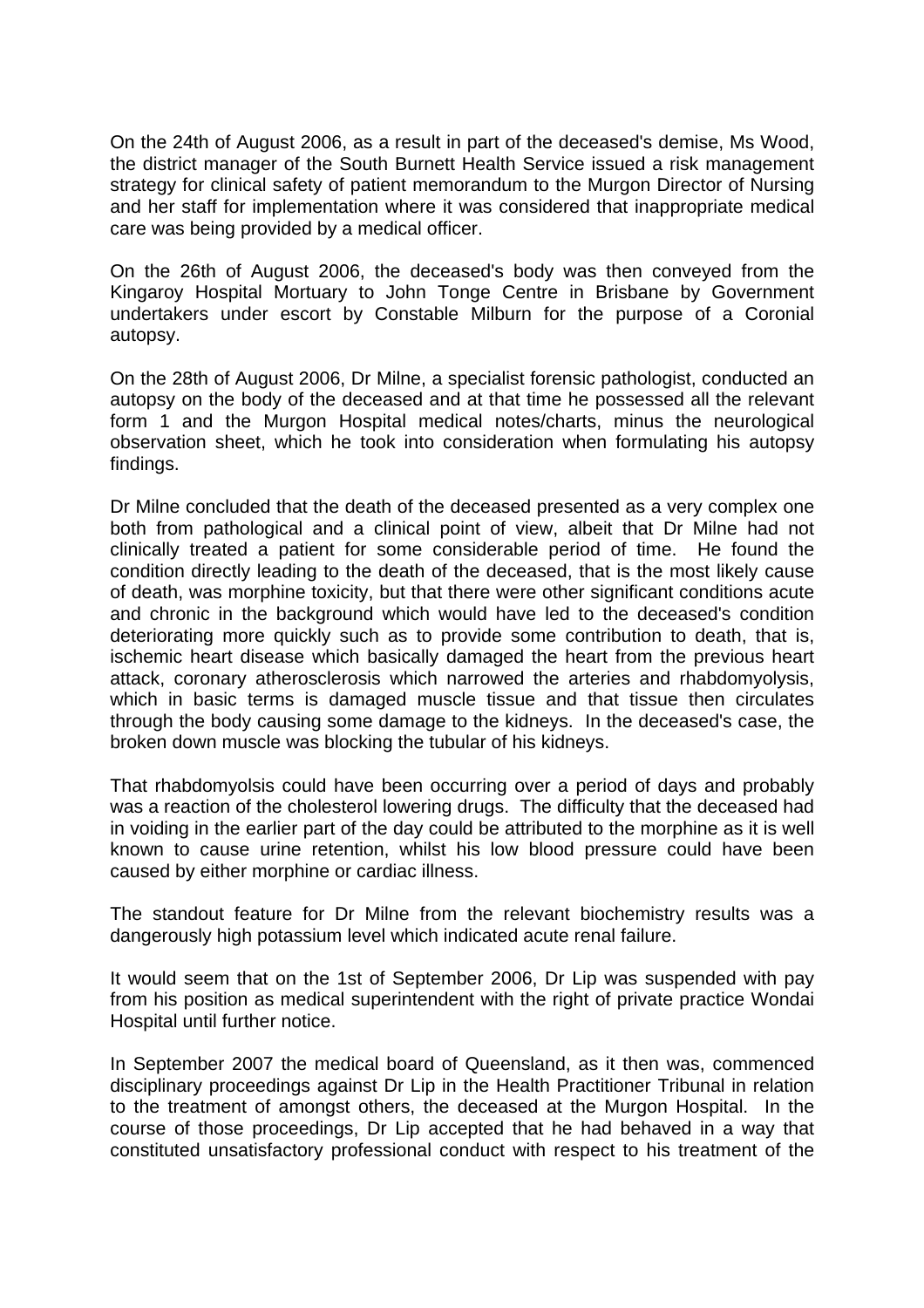On the 24th of August 2006, as a result in part of the deceased's demise, Ms Wood, the district manager of the South Burnett Health Service issued a risk management strategy for clinical safety of patient memorandum to the Murgon Director of Nursing and her staff for implementation where it was considered that inappropriate medical care was being provided by a medical officer.

On the 26th of August 2006, the deceased's body was then conveyed from the Kingaroy Hospital Mortuary to John Tonge Centre in Brisbane by Government undertakers under escort by Constable Milburn for the purpose of a Coronial autopsy.

On the 28th of August 2006, Dr Milne, a specialist forensic pathologist, conducted an autopsy on the body of the deceased and at that time he possessed all the relevant form 1 and the Murgon Hospital medical notes/charts, minus the neurological observation sheet, which he took into consideration when formulating his autopsy findings.

Dr Milne concluded that the death of the deceased presented as a very complex one both from pathological and a clinical point of view, albeit that Dr Milne had not clinically treated a patient for some considerable period of time. He found the condition directly leading to the death of the deceased, that is the most likely cause of death, was morphine toxicity, but that there were other significant conditions acute and chronic in the background which would have led to the deceased's condition deteriorating more quickly such as to provide some contribution to death, that is, ischemic heart disease which basically damaged the heart from the previous heart attack, coronary atherosclerosis which narrowed the arteries and rhabdomyolysis, which in basic terms is damaged muscle tissue and that tissue then circulates through the body causing some damage to the kidneys. In the deceased's case, the broken down muscle was blocking the tubular of his kidneys.

That rhabdomyolsis could have been occurring over a period of days and probably was a reaction of the cholesterol lowering drugs. The difficulty that the deceased had in voiding in the earlier part of the day could be attributed to the morphine as it is well known to cause urine retention, whilst his low blood pressure could have been caused by either morphine or cardiac illness.

The standout feature for Dr Milne from the relevant biochemistry results was a dangerously high potassium level which indicated acute renal failure.

It would seem that on the 1st of September 2006, Dr Lip was suspended with pay from his position as medical superintendent with the right of private practice Wondai Hospital until further notice.

In September 2007 the medical board of Queensland, as it then was, commenced disciplinary proceedings against Dr Lip in the Health Practitioner Tribunal in relation to the treatment of amongst others, the deceased at the Murgon Hospital. In the course of those proceedings, Dr Lip accepted that he had behaved in a way that constituted unsatisfactory professional conduct with respect to his treatment of the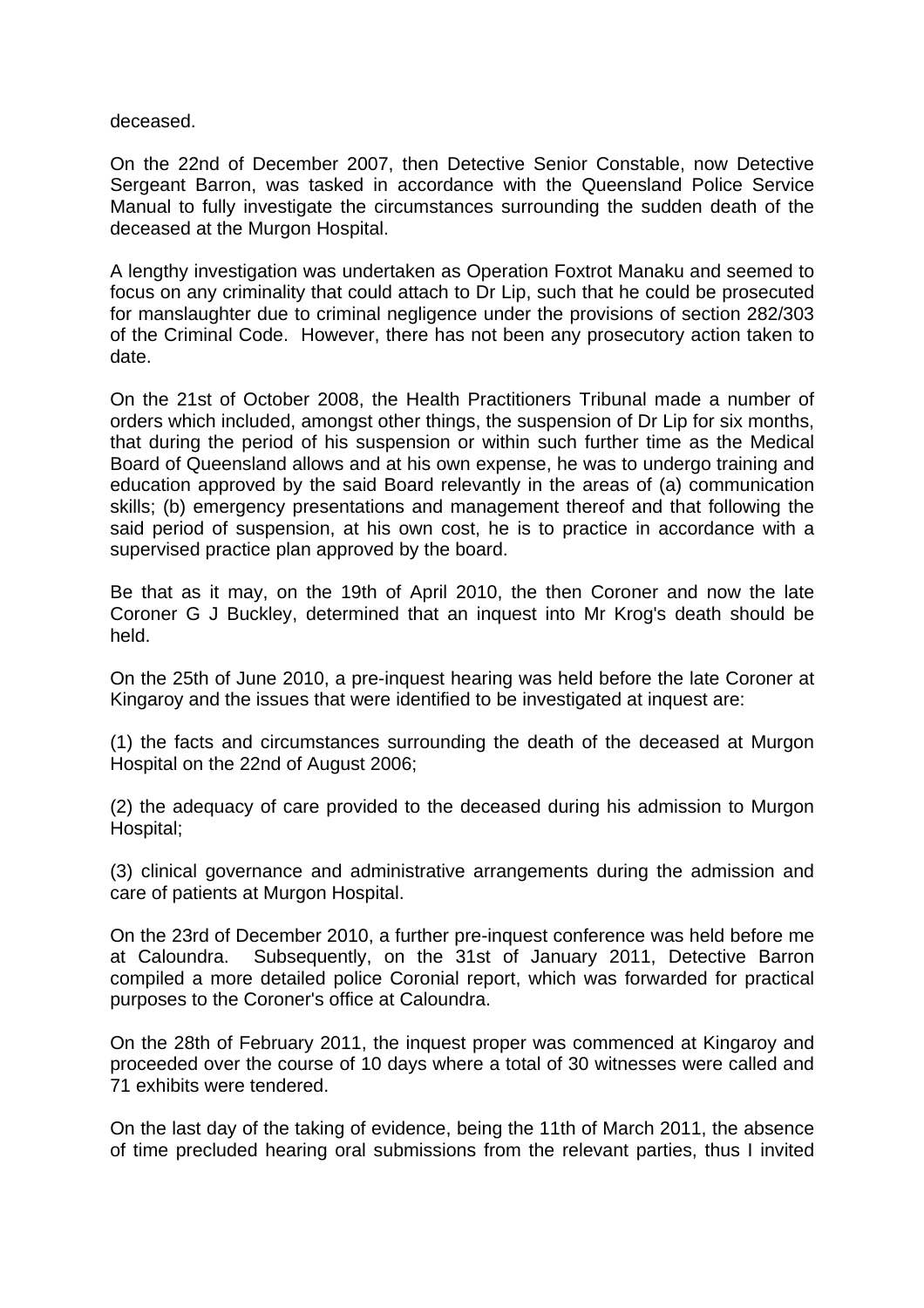deceased.

On the 22nd of December 2007, then Detective Senior Constable, now Detective Sergeant Barron, was tasked in accordance with the Queensland Police Service Manual to fully investigate the circumstances surrounding the sudden death of the deceased at the Murgon Hospital.

A lengthy investigation was undertaken as Operation Foxtrot Manaku and seemed to focus on any criminality that could attach to Dr Lip, such that he could be prosecuted for manslaughter due to criminal negligence under the provisions of section 282/303 of the Criminal Code. However, there has not been any prosecutory action taken to date.

On the 21st of October 2008, the Health Practitioners Tribunal made a number of orders which included, amongst other things, the suspension of Dr Lip for six months, that during the period of his suspension or within such further time as the Medical Board of Queensland allows and at his own expense, he was to undergo training and education approved by the said Board relevantly in the areas of (a) communication skills; (b) emergency presentations and management thereof and that following the said period of suspension, at his own cost, he is to practice in accordance with a supervised practice plan approved by the board.

Be that as it may, on the 19th of April 2010, the then Coroner and now the late Coroner G J Buckley, determined that an inquest into Mr Krog's death should be held.

On the 25th of June 2010, a pre-inquest hearing was held before the late Coroner at Kingaroy and the issues that were identified to be investigated at inquest are:

(1) the facts and circumstances surrounding the death of the deceased at Murgon Hospital on the 22nd of August 2006;

(2) the adequacy of care provided to the deceased during his admission to Murgon Hospital;

(3) clinical governance and administrative arrangements during the admission and care of patients at Murgon Hospital.

On the 23rd of December 2010, a further pre-inquest conference was held before me at Caloundra. Subsequently, on the 31st of January 2011, Detective Barron compiled a more detailed police Coronial report, which was forwarded for practical purposes to the Coroner's office at Caloundra.

On the 28th of February 2011, the inquest proper was commenced at Kingaroy and proceeded over the course of 10 days where a total of 30 witnesses were called and 71 exhibits were tendered.

On the last day of the taking of evidence, being the 11th of March 2011, the absence of time precluded hearing oral submissions from the relevant parties, thus I invited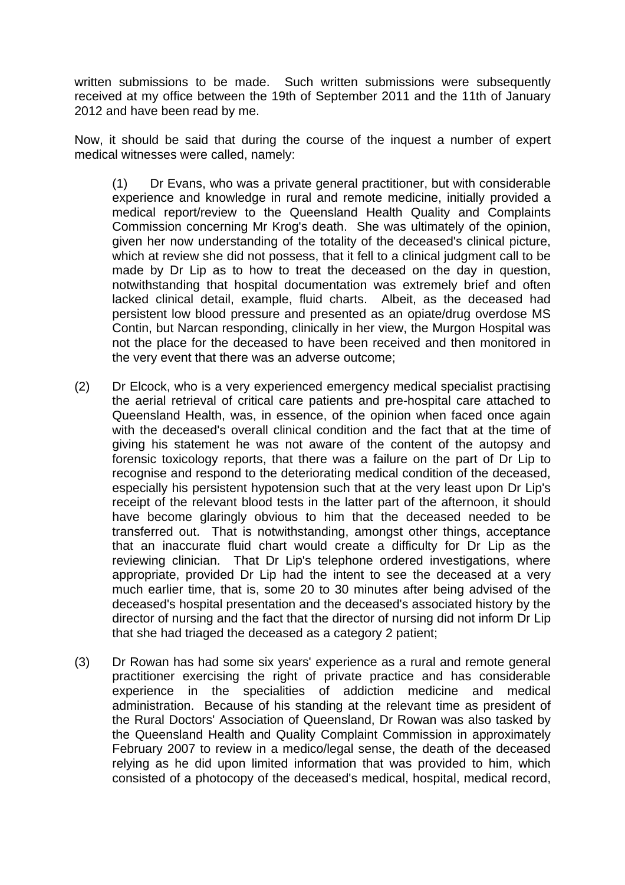written submissions to be made. Such written submissions were subsequently received at my office between the 19th of September 2011 and the 11th of January 2012 and have been read by me.

Now, it should be said that during the course of the inquest a number of expert medical witnesses were called, namely:

(1) Dr Evans, who was a private general practitioner, but with considerable experience and knowledge in rural and remote medicine, initially provided a medical report/review to the Queensland Health Quality and Complaints Commission concerning Mr Krog's death. She was ultimately of the opinion, given her now understanding of the totality of the deceased's clinical picture, which at review she did not possess, that it fell to a clinical judgment call to be made by Dr Lip as to how to treat the deceased on the day in question, notwithstanding that hospital documentation was extremely brief and often lacked clinical detail, example, fluid charts. Albeit, as the deceased had persistent low blood pressure and presented as an opiate/drug overdose MS Contin, but Narcan responding, clinically in her view, the Murgon Hospital was not the place for the deceased to have been received and then monitored in the very event that there was an adverse outcome;

(2) Dr Elcock, who is a very experienced emergency medical specialist practising the aerial retrieval of critical care patients and pre-hospital care attached to Queensland Health, was, in essence, of the opinion when faced once again with the deceased's overall clinical condition and the fact that at the time of giving his statement he was not aware of the content of the autopsy and forensic toxicology reports, that there was a failure on the part of Dr Lip to recognise and respond to the deteriorating medical condition of the deceased, especially his persistent hypotension such that at the very least upon Dr Lip's receipt of the relevant blood tests in the latter part of the afternoon, it should have become glaringly obvious to him that the deceased needed to be transferred out. That is notwithstanding, amongst other things, acceptance that an inaccurate fluid chart would create a difficulty for Dr Lip as the reviewing clinician. That Dr Lip's telephone ordered investigations, where appropriate, provided Dr Lip had the intent to see the deceased at a very much earlier time, that is, some 20 to 30 minutes after being advised of the deceased's hospital presentation and the deceased's associated history by the director of nursing and the fact that the director of nursing did not inform Dr Lip that she had triaged the deceased as a category 2 patient;

(3) Dr Rowan has had some six years' experience as a rural and remote general practitioner exercising the right of private practice and has considerable experience in the specialities of addiction medicine and medical administration. Because of his standing at the relevant time as president of the Rural Doctors' Association of Queensland, Dr Rowan was also tasked by the Queensland Health and Quality Complaint Commission in approximately February 2007 to review in a medico/legal sense, the death of the deceased relying as he did upon limited information that was provided to him, which consisted of a photocopy of the deceased's medical, hospital, medical record,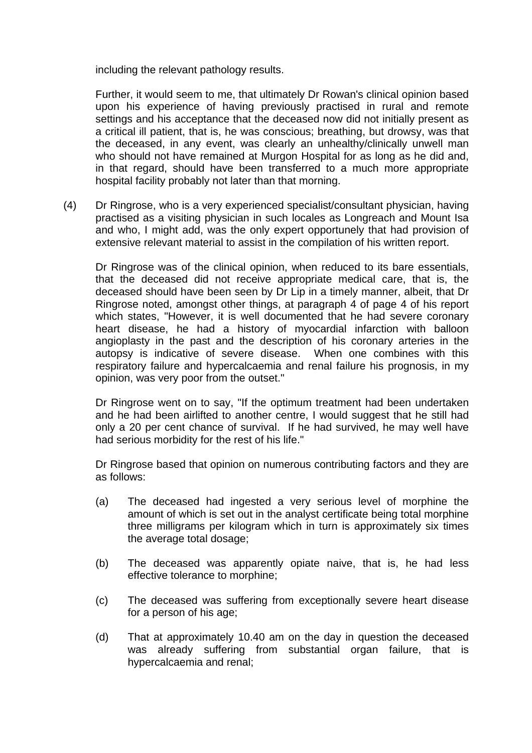including the relevant pathology results.

Further, it would seem to me, that ultimately Dr Rowan's clinical opinion based upon his experience of having previously practised in rural and remote settings and his acceptance that the deceased now did not initially present as a critical ill patient, that is, he was conscious; breathing, but drowsy, was that the deceased, in any event, was clearly an unhealthy/clinically unwell man who should not have remained at Murgon Hospital for as long as he did and, in that regard, should have been transferred to a much more appropriate hospital facility probably not later than that morning.

(4) Dr Ringrose, who is a very experienced specialist/consultant physician, having practised as a visiting physician in such locales as Longreach and Mount Isa and who, I might add, was the only expert opportunely that had provision of extensive relevant material to assist in the compilation of his written report.

Dr Ringrose was of the clinical opinion, when reduced to its bare essentials, that the deceased did not receive appropriate medical care, that is, the deceased should have been seen by Dr Lip in a timely manner, albeit, that Dr Ringrose noted, amongst other things, at paragraph 4 of page 4 of his report which states, "However, it is well documented that he had severe coronary heart disease, he had a history of myocardial infarction with balloon angioplasty in the past and the description of his coronary arteries in the autopsy is indicative of severe disease. When one combines with this respiratory failure and hypercalcaemia and renal failure his prognosis, in my opinion, was very poor from the outset."

Dr Ringrose went on to say, "If the optimum treatment had been undertaken and he had been airlifted to another centre, I would suggest that he still had only a 20 per cent chance of survival. If he had survived, he may well have had serious morbidity for the rest of his life."

Dr Ringrose based that opinion on numerous contributing factors and they are as follows:

(a) The deceased had ingested a very serious level of morphine the amount of which is set out in the analyst certificate being total morphine three milligrams per kilogram which in turn is approximately six times the average total dosage;

(b) The deceased was apparently opiate naive, that is, he had less effective tolerance to morphine;

(c) The deceased was suffering from exceptionally severe heart disease for a person of his age;

(d) That at approximately 10.40 am on the day in question the deceased was already suffering from substantial organ failure, that is hypercalcaemia and renal;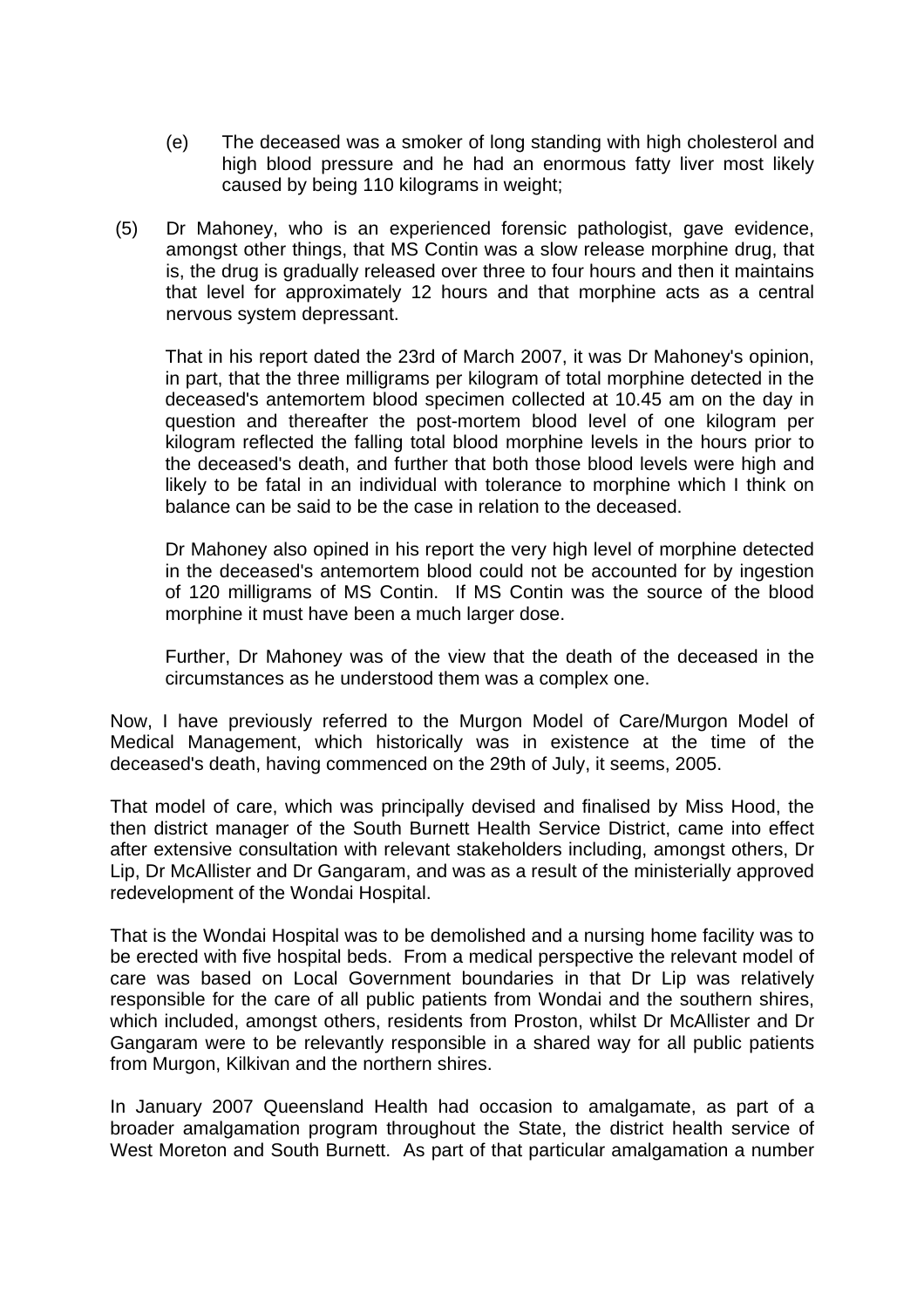(e) The deceased was a smoker of long standing with high cholesterol and high blood pressure and he had an enormous fatty liver most likely caused by being 110 kilograms in weight;

(5) Dr Mahoney, who is an experienced forensic pathologist, gave evidence, amongst other things, that MS Contin was a slow release morphine drug, that is, the drug is gradually released over three to four hours and then it maintains that level for approximately 12 hours and that morphine acts as a central nervous system depressant.

That in his report dated the 23rd of March 2007, it was Dr Mahoney's opinion, in part, that the three milligrams per kilogram of total morphine detected in the deceased's antemortem blood specimen collected at 10.45 am on the day in question and thereafter the post-mortem blood level of one kilogram per kilogram reflected the falling total blood morphine levels in the hours prior to the deceased's death, and further that both those blood levels were high and likely to be fatal in an individual with tolerance to morphine which I think on balance can be said to be the case in relation to the deceased.

Dr Mahoney also opined in his report the very high level of morphine detected in the deceased's antemortem blood could not be accounted for by ingestion of 120 milligrams of MS Contin. If MS Contin was the source of the blood morphine it must have been a much larger dose.

Further, Dr Mahoney was of the view that the death of the deceased in the circumstances as he understood them was a complex one.

Now, I have previously referred to the Murgon Model of Care/Murgon Model of Medical Management, which historically was in existence at the time of the deceased's death, having commenced on the 29th of July, it seems, 2005.

That model of care, which was principally devised and finalised by Miss Hood, the then district manager of the South Burnett Health Service District, came into effect after extensive consultation with relevant stakeholders including, amongst others, Dr Lip, Dr McAllister and Dr Gangaram, and was as a result of the ministerially approved redevelopment of the Wondai Hospital.

That is the Wondai Hospital was to be demolished and a nursing home facility was to be erected with five hospital beds. From a medical perspective the relevant model of care was based on Local Government boundaries in that Dr Lip was relatively responsible for the care of all public patients from Wondai and the southern shires, which included, amongst others, residents from Proston, whilst Dr McAllister and Dr Gangaram were to be relevantly responsible in a shared way for all public patients from Murgon, Kilkivan and the northern shires.

In January 2007 Queensland Health had occasion to amalgamate, as part of a broader amalgamation program throughout the State, the district health service of West Moreton and South Burnett. As part of that particular amalgamation a number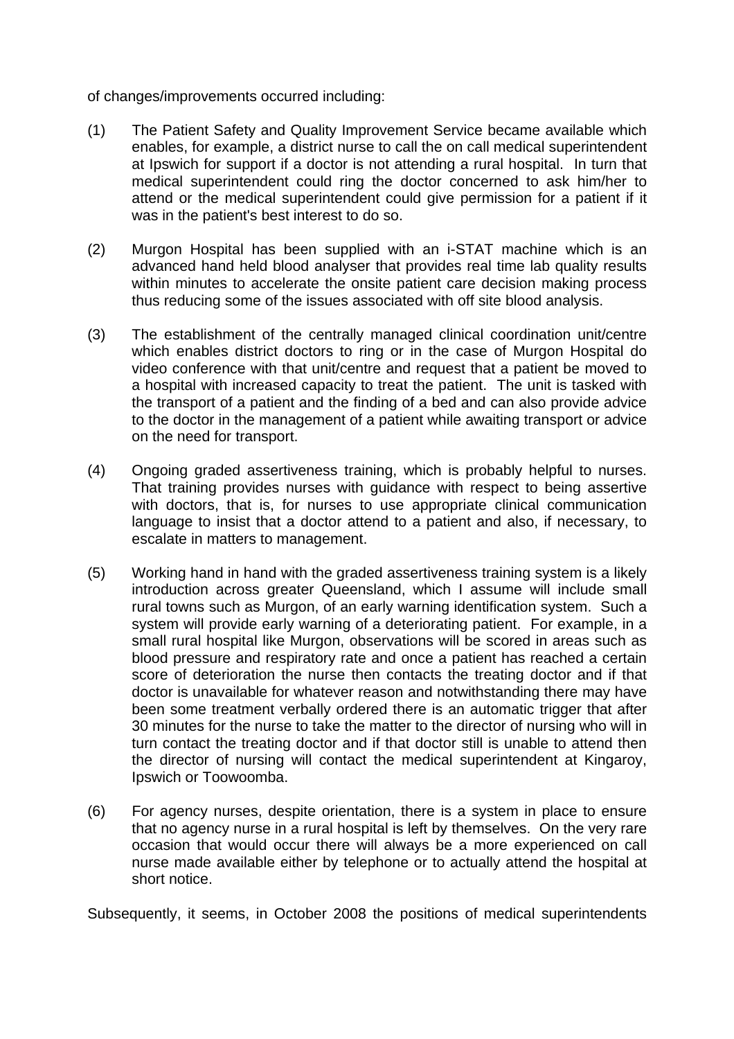of changes/improvements occurred including:

(1) The Patient Safety and Quality Improvement Service became available which enables, for example, a district nurse to call the on call medical superintendent at Ipswich for support if a doctor is not attending a rural hospital. In turn that medical superintendent could ring the doctor concerned to ask him/her to attend or the medical superintendent could give permission for a patient if it was in the patient's best interest to do so.

(2) Murgon Hospital has been supplied with an i-STAT machine which is an advanced hand held blood analyser that provides real time lab quality results within minutes to accelerate the onsite patient care decision making process thus reducing some of the issues associated with off site blood analysis.

(3) The establishment of the centrally managed clinical coordination unit/centre which enables district doctors to ring or in the case of Murgon Hospital do video conference with that unit/centre and request that a patient be moved to a hospital with increased capacity to treat the patient. The unit is tasked with the transport of a patient and the finding of a bed and can also provide advice to the doctor in the management of a patient while awaiting transport or advice on the need for transport.

(4) Ongoing graded assertiveness training, which is probably helpful to nurses. That training provides nurses with guidance with respect to being assertive with doctors, that is, for nurses to use appropriate clinical communication language to insist that a doctor attend to a patient and also, if necessary, to escalate in matters to management.

(5) Working hand in hand with the graded assertiveness training system is a likely introduction across greater Queensland, which I assume will include small rural towns such as Murgon, of an early warning identification system. Such a system will provide early warning of a deteriorating patient. For example, in a small rural hospital like Murgon, observations will be scored in areas such as blood pressure and respiratory rate and once a patient has reached a certain score of deterioration the nurse then contacts the treating doctor and if that doctor is unavailable for whatever reason and notwithstanding there may have been some treatment verbally ordered there is an automatic trigger that after 30 minutes for the nurse to take the matter to the director of nursing who will in turn contact the treating doctor and if that doctor still is unable to attend then the director of nursing will contact the medical superintendent at Kingaroy, Ipswich or Toowoomba.

(6) For agency nurses, despite orientation, there is a system in place to ensure that no agency nurse in a rural hospital is left by themselves. On the very rare occasion that would occur there will always be a more experienced on call nurse made available either by telephone or to actually attend the hospital at short notice.

Subsequently, it seems, in October 2008 the positions of medical superintendents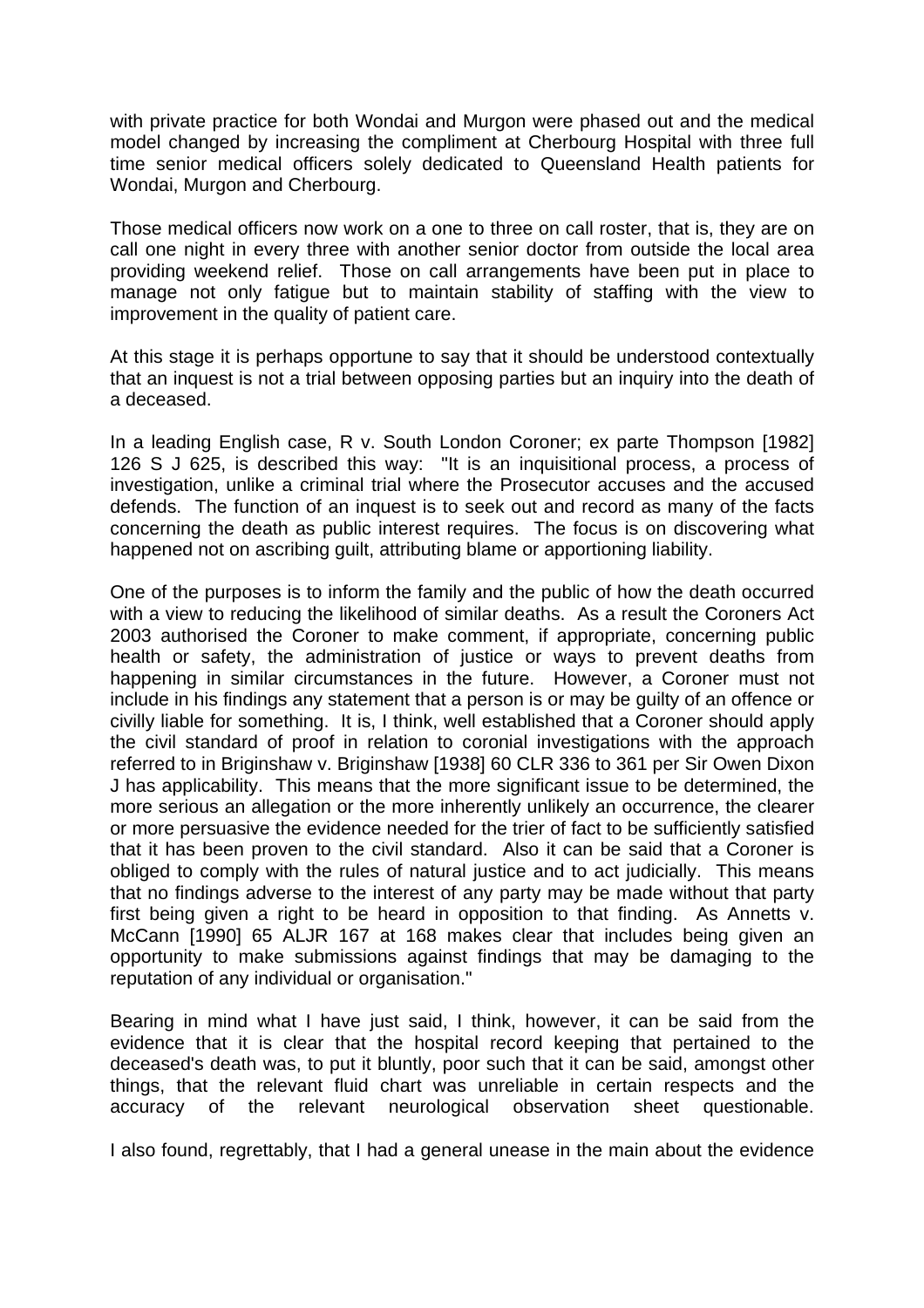with private practice for both Wondai and Murgon were phased out and the medical model changed by increasing the compliment at Cherbourg Hospital with three full time senior medical officers solely dedicated to Queensland Health patients for Wondai, Murgon and Cherbourg.

Those medical officers now work on a one to three on call roster, that is, they are on call one night in every three with another senior doctor from outside the local area providing weekend relief. Those on call arrangements have been put in place to manage not only fatigue but to maintain stability of staffing with the view to improvement in the quality of patient care.

At this stage it is perhaps opportune to say that it should be understood contextually that an inquest is not a trial between opposing parties but an inquiry into the death of a deceased.

In a leading English case, R v. South London Coroner; ex parte Thompson [1982] 126 S J 625, is described this way: "It is an inquisitional process, a process of investigation, unlike a criminal trial where the Prosecutor accuses and the accused defends. The function of an inquest is to seek out and record as many of the facts concerning the death as public interest requires. The focus is on discovering what happened not on ascribing guilt, attributing blame or apportioning liability.

One of the purposes is to inform the family and the public of how the death occurred with a view to reducing the likelihood of similar deaths. As a result the Coroners Act 2003 authorised the Coroner to make comment, if appropriate, concerning public health or safety, the administration of justice or ways to prevent deaths from happening in similar circumstances in the future. However, a Coroner must not include in his findings any statement that a person is or may be guilty of an offence or civilly liable for something. It is, I think, well established that a Coroner should apply the civil standard of proof in relation to coronial investigations with the approach referred to in Briginshaw v. Briginshaw [1938] 60 CLR 336 to 361 per Sir Owen Dixon J has applicability. This means that the more significant issue to be determined, the more serious an allegation or the more inherently unlikely an occurrence, the clearer or more persuasive the evidence needed for the trier of fact to be sufficiently satisfied that it has been proven to the civil standard. Also it can be said that a Coroner is obliged to comply with the rules of natural justice and to act judicially. This means that no findings adverse to the interest of any party may be made without that party first being given a right to be heard in opposition to that finding. As Annetts v. McCann [1990] 65 ALJR 167 at 168 makes clear that includes being given an opportunity to make submissions against findings that may be damaging to the reputation of any individual or organisation."

Bearing in mind what I have just said, I think, however, it can be said from the evidence that it is clear that the hospital record keeping that pertained to the deceased's death was, to put it bluntly, poor such that it can be said, amongst other things, that the relevant fluid chart was unreliable in certain respects and the accuracy of the relevant neurological observation sheet questionable.

I also found, regrettably, that I had a general unease in the main about the evidence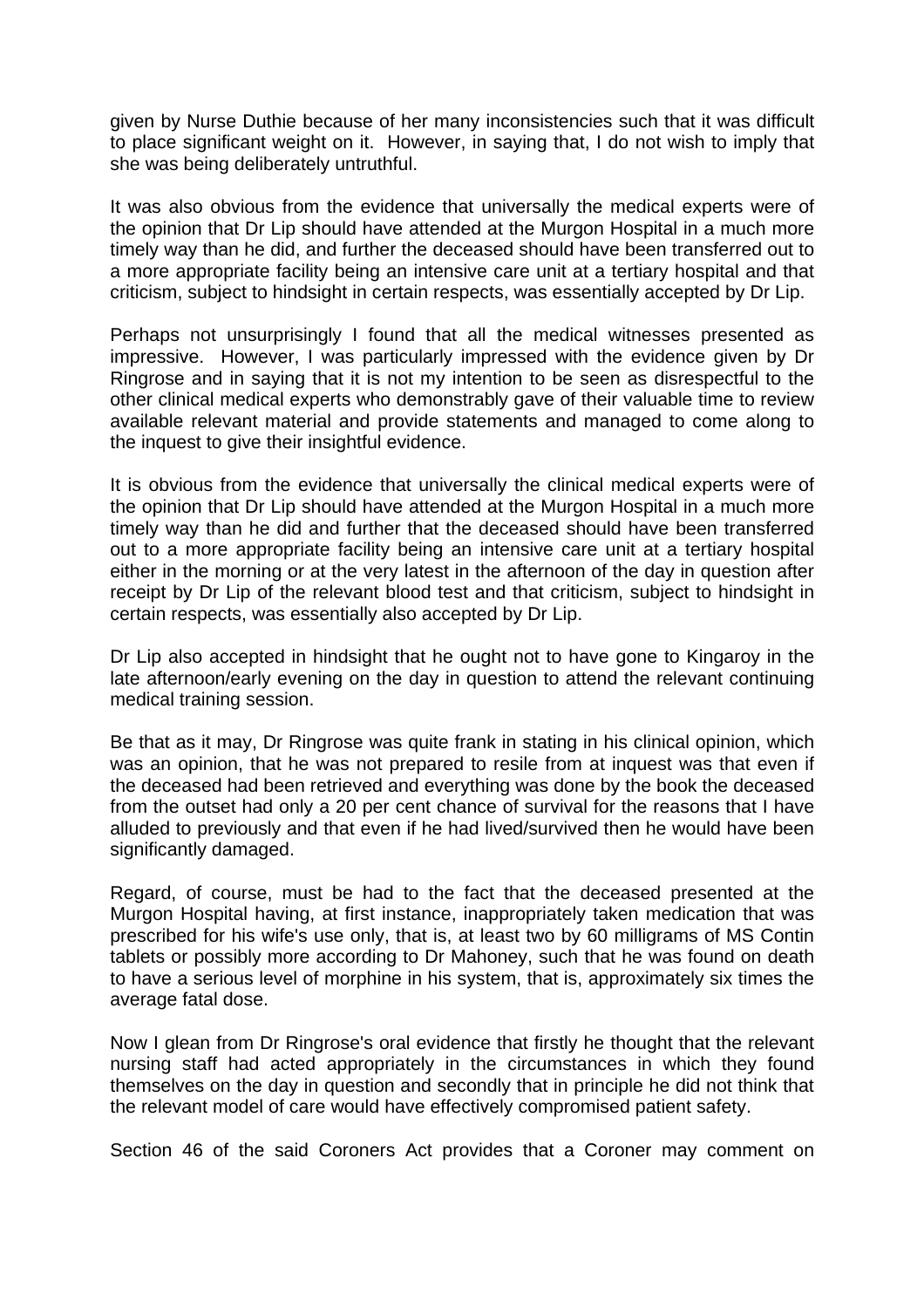given by Nurse Duthie because of her many inconsistencies such that it was difficult to place significant weight on it. However, in saying that, I do not wish to imply that she was being deliberately untruthful.

It was also obvious from the evidence that universally the medical experts were of the opinion that Dr Lip should have attended at the Murgon Hospital in a much more timely way than he did, and further the deceased should have been transferred out to a more appropriate facility being an intensive care unit at a tertiary hospital and that criticism, subject to hindsight in certain respects, was essentially accepted by Dr Lip.

Perhaps not unsurprisingly I found that all the medical witnesses presented as impressive. However, I was particularly impressed with the evidence given by Dr Ringrose and in saying that it is not my intention to be seen as disrespectful to the other clinical medical experts who demonstrably gave of their valuable time to review available relevant material and provide statements and managed to come along to the inquest to give their insightful evidence.

It is obvious from the evidence that universally the clinical medical experts were of the opinion that Dr Lip should have attended at the Murgon Hospital in a much more timely way than he did and further that the deceased should have been transferred out to a more appropriate facility being an intensive care unit at a tertiary hospital either in the morning or at the very latest in the afternoon of the day in question after receipt by Dr Lip of the relevant blood test and that criticism, subject to hindsight in certain respects, was essentially also accepted by Dr Lip.

Dr Lip also accepted in hindsight that he ought not to have gone to Kingaroy in the late afternoon/early evening on the day in question to attend the relevant continuing medical training session.

Be that as it may, Dr Ringrose was quite frank in stating in his clinical opinion, which was an opinion, that he was not prepared to resile from at inquest was that even if the deceased had been retrieved and everything was done by the book the deceased from the outset had only a 20 per cent chance of survival for the reasons that I have alluded to previously and that even if he had lived/survived then he would have been significantly damaged.

Regard, of course, must be had to the fact that the deceased presented at the Murgon Hospital having, at first instance, inappropriately taken medication that was prescribed for his wife's use only, that is, at least two by 60 milligrams of MS Contin tablets or possibly more according to Dr Mahoney, such that he was found on death to have a serious level of morphine in his system, that is, approximately six times the average fatal dose.

Now I glean from Dr Ringrose's oral evidence that firstly he thought that the relevant nursing staff had acted appropriately in the circumstances in which they found themselves on the day in question and secondly that in principle he did not think that the relevant model of care would have effectively compromised patient safety.

Section 46 of the said Coroners Act provides that a Coroner may comment on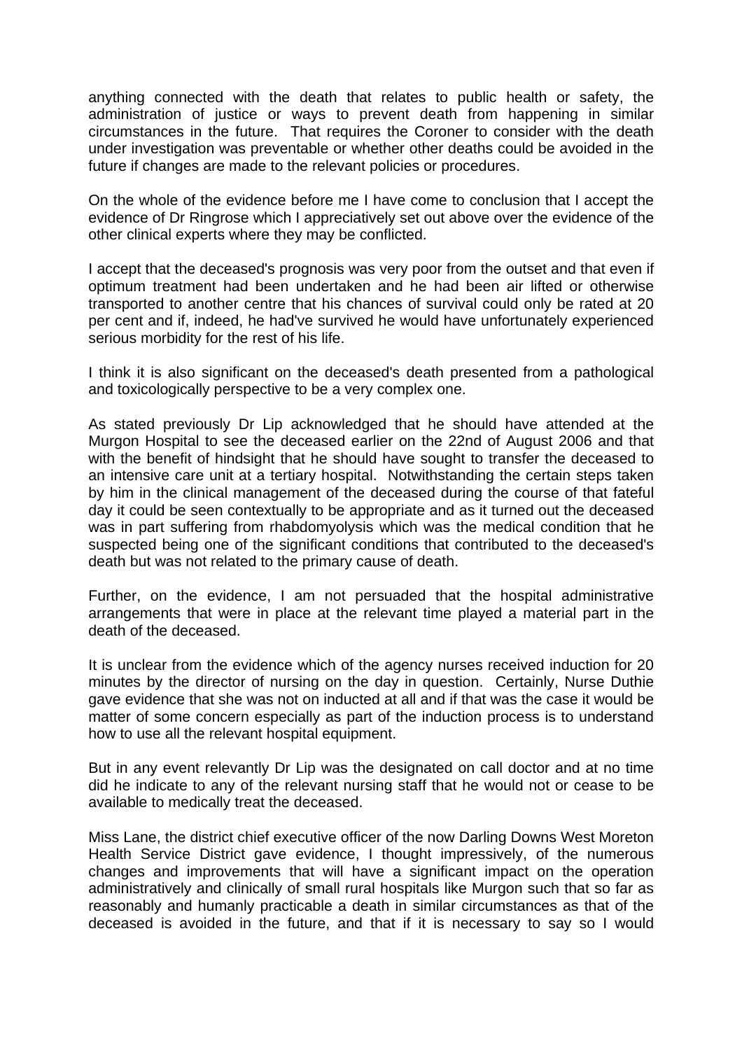anything connected with the death that relates to public health or safety, the administration of justice or ways to prevent death from happening in similar circumstances in the future. That requires the Coroner to consider with the death under investigation was preventable or whether other deaths could be avoided in the future if changes are made to the relevant policies or procedures.

On the whole of the evidence before me I have come to conclusion that I accept the evidence of Dr Ringrose which I appreciatively set out above over the evidence of the other clinical experts where they may be conflicted.

I accept that the deceased's prognosis was very poor from the outset and that even if optimum treatment had been undertaken and he had been air lifted or otherwise transported to another centre that his chances of survival could only be rated at 20 per cent and if, indeed, he had've survived he would have unfortunately experienced serious morbidity for the rest of his life.

I think it is also significant on the deceased's death presented from a pathological and toxicologically perspective to be a very complex one.

As stated previously Dr Lip acknowledged that he should have attended at the Murgon Hospital to see the deceased earlier on the 22nd of August 2006 and that with the benefit of hindsight that he should have sought to transfer the deceased to an intensive care unit at a tertiary hospital. Notwithstanding the certain steps taken by him in the clinical management of the deceased during the course of that fateful day it could be seen contextually to be appropriate and as it turned out the deceased was in part suffering from rhabdomyolysis which was the medical condition that he suspected being one of the significant conditions that contributed to the deceased's death but was not related to the primary cause of death.

Further, on the evidence, I am not persuaded that the hospital administrative arrangements that were in place at the relevant time played a material part in the death of the deceased.

It is unclear from the evidence which of the agency nurses received induction for 20 minutes by the director of nursing on the day in question. Certainly, Nurse Duthie gave evidence that she was not on inducted at all and if that was the case it would be matter of some concern especially as part of the induction process is to understand how to use all the relevant hospital equipment.

But in any event relevantly Dr Lip was the designated on call doctor and at no time did he indicate to any of the relevant nursing staff that he would not or cease to be available to medically treat the deceased.

Miss Lane, the district chief executive officer of the now Darling Downs West Moreton Health Service District gave evidence, I thought impressively, of the numerous changes and improvements that will have a significant impact on the operation administratively and clinically of small rural hospitals like Murgon such that so far as reasonably and humanly practicable a death in similar circumstances as that of the deceased is avoided in the future, and that if it is necessary to say so I would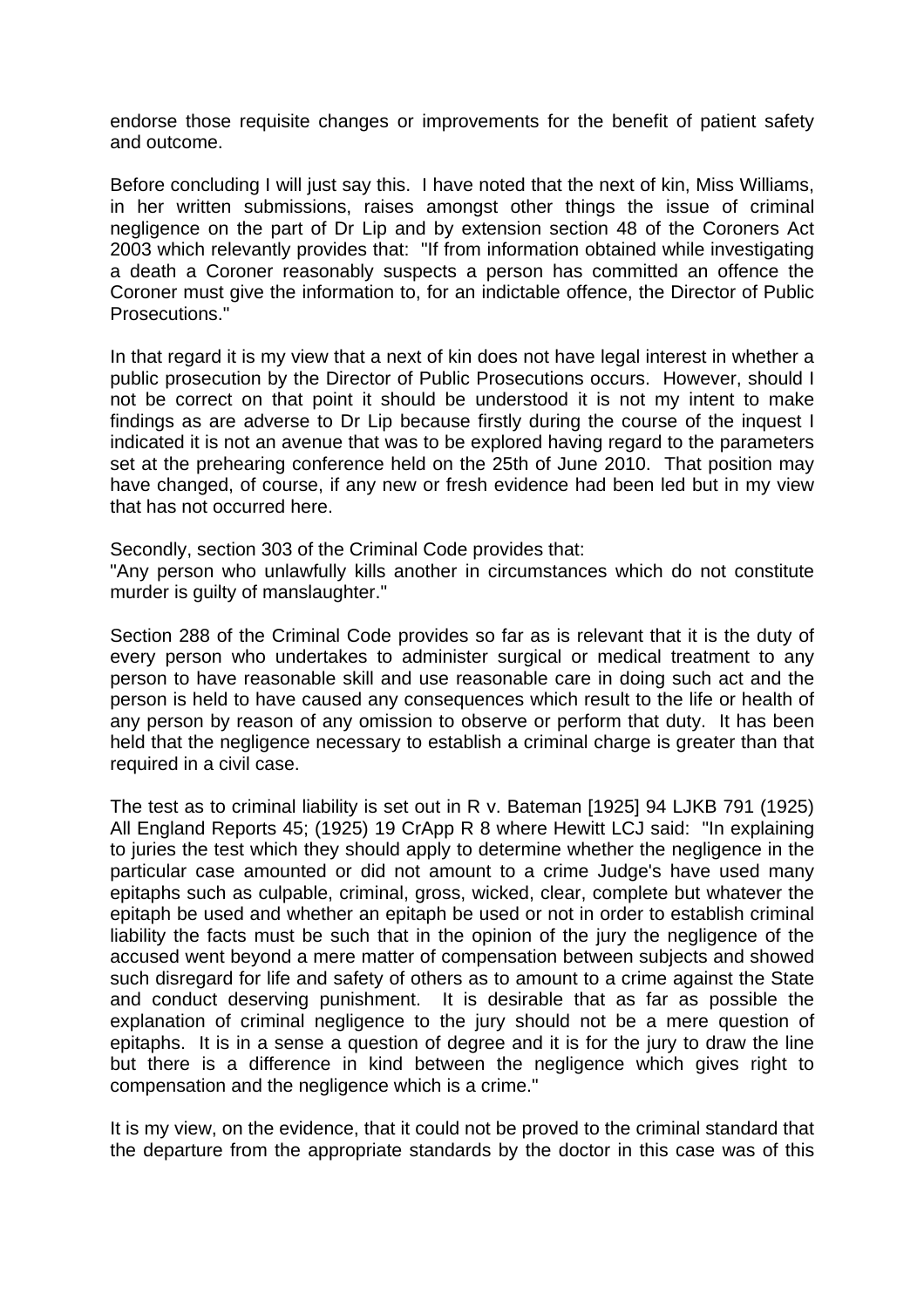endorse those requisite changes or improvements for the benefit of patient safety and outcome.

Before concluding I will just say this. I have noted that the next of kin, Miss Williams, in her written submissions, raises amongst other things the issue of criminal negligence on the part of Dr Lip and by extension section 48 of the Coroners Act 2003 which relevantly provides that: "If from information obtained while investigating a death a Coroner reasonably suspects a person has committed an offence the Coroner must give the information to, for an indictable offence, the Director of Public Prosecutions."

In that regard it is my view that a next of kin does not have legal interest in whether a public prosecution by the Director of Public Prosecutions occurs. However, should I not be correct on that point it should be understood it is not my intent to make findings as are adverse to Dr Lip because firstly during the course of the inquest I indicated it is not an avenue that was to be explored having regard to the parameters set at the prehearing conference held on the 25th of June 2010. That position may have changed, of course, if any new or fresh evidence had been led but in my view that has not occurred here.

Secondly, section 303 of the Criminal Code provides that:
"Any person who unlawfully kills another in circumstances which do not constitute murder is guilty of manslaughter."

Section 288 of the Criminal Code provides so far as is relevant that it is the duty of every person who undertakes to administer surgical or medical treatment to any person to have reasonable skill and use reasonable care in doing such act and the person is held to have caused any consequences which result to the life or health of any person by reason of any omission to observe or perform that duty. It has been held that the negligence necessary to establish a criminal charge is greater than that required in a civil case.

The test as to criminal liability is set out in R v. Bateman [1925] 94 LJKB 791 (1925) All England Reports 45; (1925) 19 CrApp R 8 where Hewitt LCJ said: "In explaining to juries the test which they should apply to determine whether the negligence in the particular case amounted or did not amount to a crime Judge's have used many epitaphs such as culpable, criminal, gross, wicked, clear, complete but whatever the epitaph be used and whether an epitaph be used or not in order to establish criminal liability the facts must be such that in the opinion of the jury the negligence of the accused went beyond a mere matter of compensation between subjects and showed such disregard for life and safety of others as to amount to a crime against the State and conduct deserving punishment. It is desirable that as far as possible the explanation of criminal negligence to the jury should not be a mere question of epitaphs. It is in a sense a question of degree and it is for the jury to draw the line but there is a difference in kind between the negligence which gives right to compensation and the negligence which is a crime."

It is my view, on the evidence, that it could not be proved to the criminal standard that the departure from the appropriate standards by the doctor in this case was of this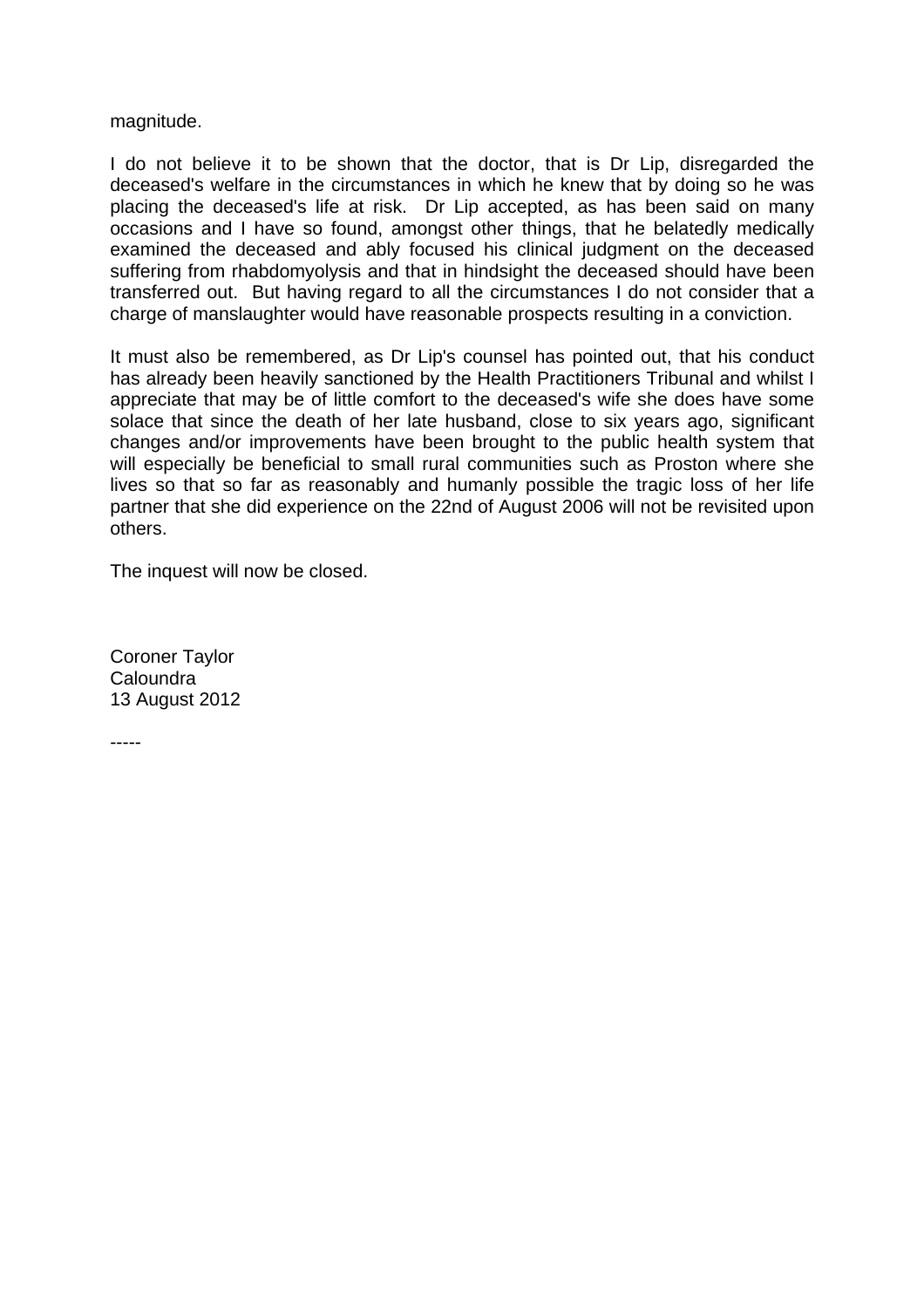magnitude.

I do not believe it to be shown that the doctor, that is Dr Lip, disregarded the deceased's welfare in the circumstances in which he knew that by doing so he was placing the deceased's life at risk. Dr Lip accepted, as has been said on many occasions and I have so found, amongst other things, that he belatedly medically examined the deceased and ably focused his clinical judgment on the deceased suffering from rhabdomyolysis and that in hindsight the deceased should have been transferred out. But having regard to all the circumstances I do not consider that a charge of manslaughter would have reasonable prospects resulting in a conviction.

It must also be remembered, as Dr Lip's counsel has pointed out, that his conduct has already been heavily sanctioned by the Health Practitioners Tribunal and whilst I appreciate that may be of little comfort to the deceased's wife she does have some solace that since the death of her late husband, close to six years ago, significant changes and/or improvements have been brought to the public health system that will especially be beneficial to small rural communities such as Proston where she lives so that so far as reasonably and humanly possible the tragic loss of her life partner that she did experience on the 22nd of August 2006 will not be revisited upon others.

The inquest will now be closed.

Coroner Taylor
Caloundra
13 August 2012

-----